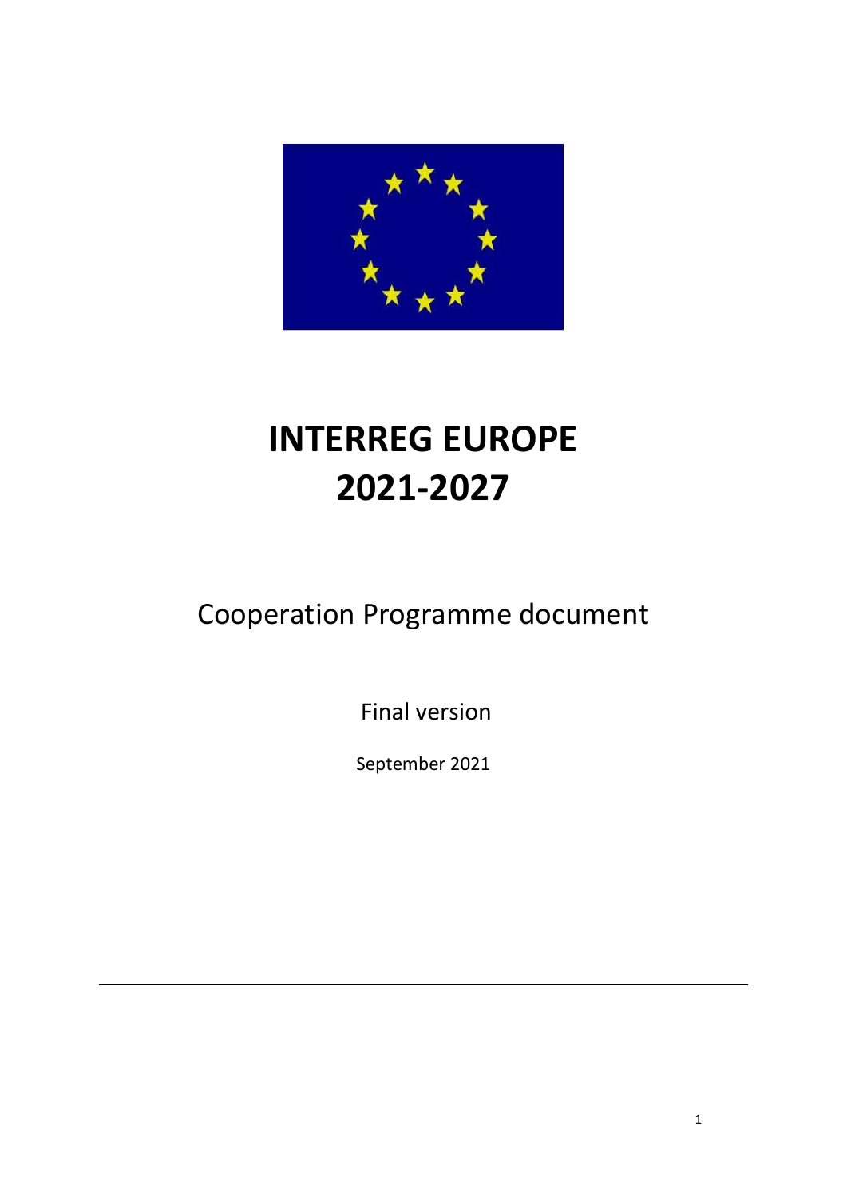# INTERREG EUROPE
# 2021-2027

## Cooperation Programme document

Final version

September 2021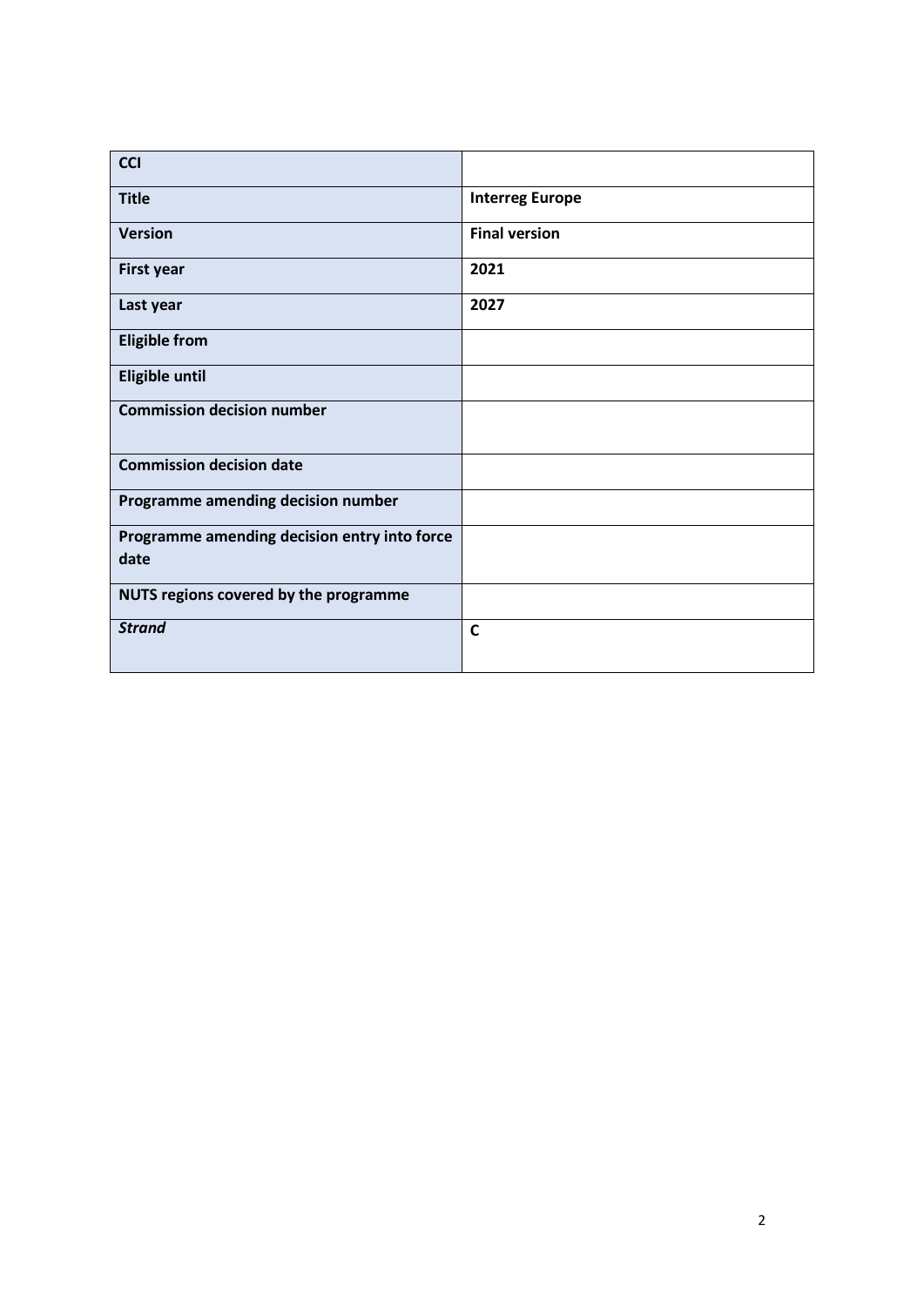| **CCI** | |
| --- | --- |
| **Title** | **Interreg Europe** |
| **Version** | **Final version** |
| **First year** | **2021** |
| **Last year** | **2027** |
| **Eligible from** | |
| **Eligible until** | |
| **Commission decision number** | |
| **Commission decision date** | |
| **Programme amending decision number** | |
| **Programme amending decision entry into force date** | |
| **NUTS regions covered by the programme** | |
| ***Strand*** | **C** |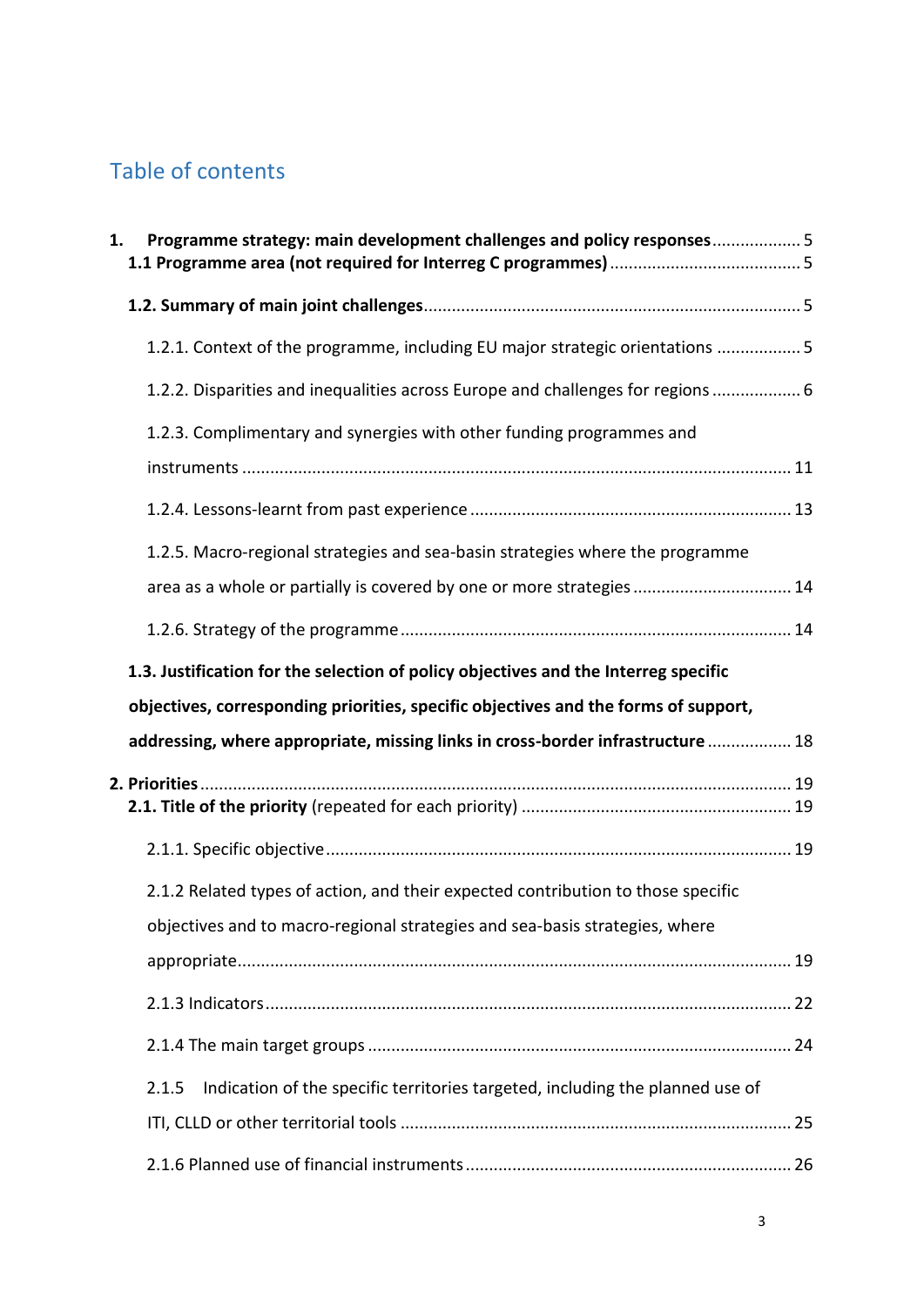# Table of contents

**1. Programme strategy: main development challenges and policy responses** .................. 5

**1.1 Programme area (not required for Interreg C programmes)** .................. 5

**1.2. Summary of main joint challenges** .................. 5

1.2.1. Context of the programme, including EU major strategic orientations .................. 5

1.2.2. Disparities and inequalities across Europe and challenges for regions .................. 6

1.2.3. Complimentary and synergies with other funding programmes and instruments .................. 11

1.2.4. Lessons-learnt from past experience .................. 13

1.2.5. Macro-regional strategies and sea-basin strategies where the programme area as a whole or partially is covered by one or more strategies .................. 14

1.2.6. Strategy of the programme .................. 14

**1.3. Justification for the selection of policy objectives and the Interreg specific objectives, corresponding priorities, specific objectives and the forms of support, addressing, where appropriate, missing links in cross-border infrastructure** .................. 18

**2. Priorities** .................. 19

**2.1. Title of the priority** (repeated for each priority) .................. 19

2.1.1. Specific objective .................. 19

2.1.2 Related types of action, and their expected contribution to those specific objectives and to macro-regional strategies and sea-basis strategies, where appropriate .................. 19

2.1.3 Indicators .................. 22

2.1.4 The main target groups .................. 24

2.1.5 Indication of the specific territories targeted, including the planned use of ITI, CLLD or other territorial tools .................. 25

2.1.6 Planned use of financial instruments .................. 26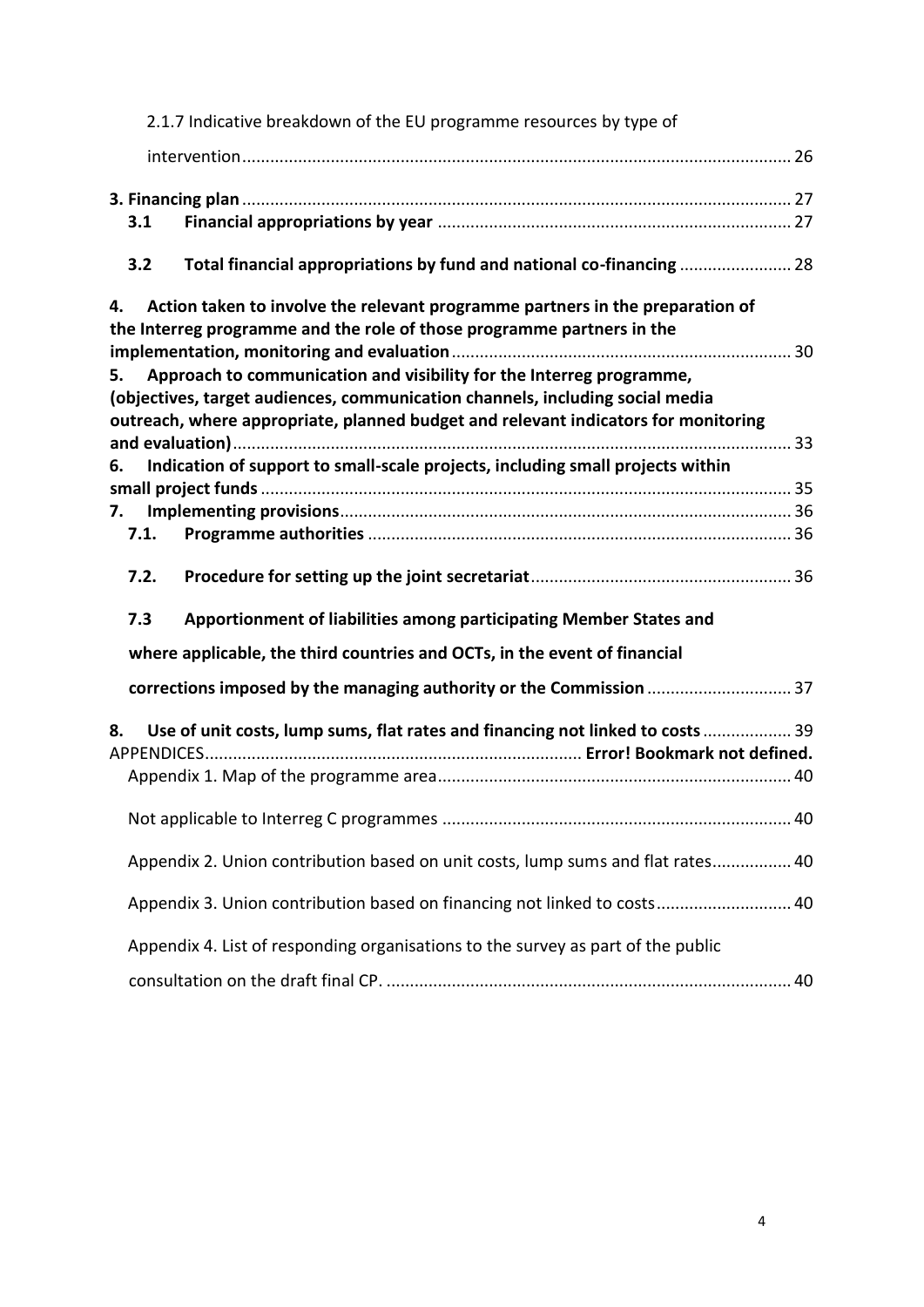2.1.7 Indicative breakdown of the EU programme resources by type of intervention ..... 26

**3. Financing plan** ..... 27

**3.1 Financial appropriations by year** ..... 27

**3.2 Total financial appropriations by fund and national co-financing** ..... 28

**4. Action taken to involve the relevant programme partners in the preparation of the Interreg programme and the role of those programme partners in the implementation, monitoring and evaluation** ..... 30

**5. Approach to communication and visibility for the Interreg programme, (objectives, target audiences, communication channels, including social media outreach, where appropriate, planned budget and relevant indicators for monitoring and evaluation)** ..... 33

**6. Indication of support to small-scale projects, including small projects within small project funds** ..... 35

**7. Implementing provisions** ..... 36

**7.1. Programme authorities** ..... 36

**7.2. Procedure for setting up the joint secretariat** ..... 36

**7.3 Apportionment of liabilities among participating Member States and where applicable, the third countries and OCTs, in the event of financial corrections imposed by the managing authority or the Commission** ..... 37

**8. Use of unit costs, lump sums, flat rates and financing not linked to costs** ..... 39

APPENDICES ..... **Error! Bookmark not defined.**

Appendix 1. Map of the programme area ..... 40

Not applicable to Interreg C programmes ..... 40

Appendix 2. Union contribution based on unit costs, lump sums and flat rates ..... 40

Appendix 3. Union contribution based on financing not linked to costs ..... 40

Appendix 4. List of responding organisations to the survey as part of the public consultation on the draft final CP. ..... 40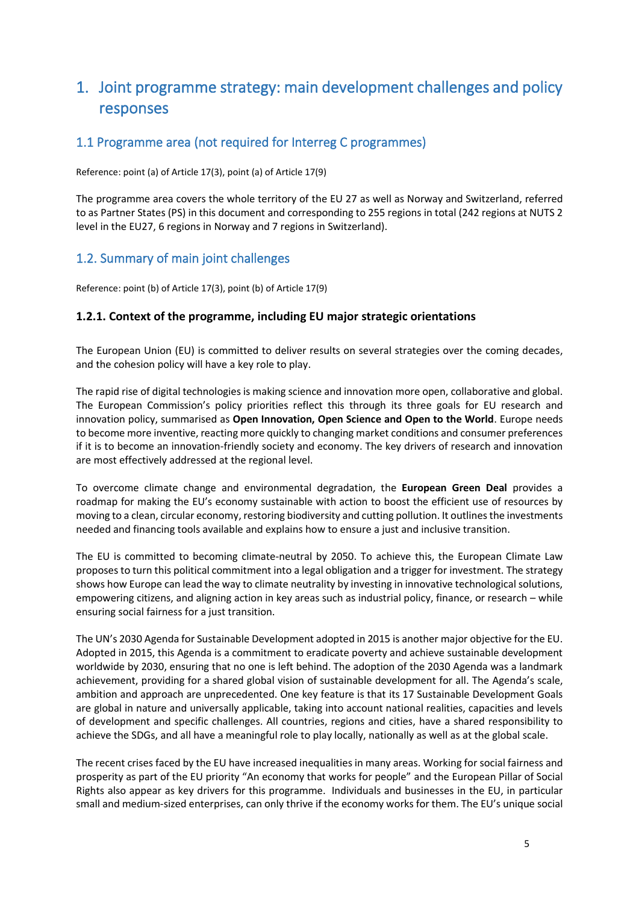# 1. Joint programme strategy: main development challenges and policy responses

## 1.1 Programme area (not required for Interreg C programmes)

Reference: point (a) of Article 17(3), point (a) of Article 17(9)

The programme area covers the whole territory of the EU 27 as well as Norway and Switzerland, referred to as Partner States (PS) in this document and corresponding to 255 regions in total (242 regions at NUTS 2 level in the EU27, 6 regions in Norway and 7 regions in Switzerland).

## 1.2. Summary of main joint challenges

Reference: point (b) of Article 17(3), point (b) of Article 17(9)

### 1.2.1. Context of the programme, including EU major strategic orientations

The European Union (EU) is committed to deliver results on several strategies over the coming decades, and the cohesion policy will have a key role to play.

The rapid rise of digital technologies is making science and innovation more open, collaborative and global. The European Commission's policy priorities reflect this through its three goals for EU research and innovation policy, summarised as **Open Innovation, Open Science and Open to the World**. Europe needs to become more inventive, reacting more quickly to changing market conditions and consumer preferences if it is to become an innovation-friendly society and economy. The key drivers of research and innovation are most effectively addressed at the regional level.

To overcome climate change and environmental degradation, the **European Green Deal** provides a roadmap for making the EU's economy sustainable with action to boost the efficient use of resources by moving to a clean, circular economy, restoring biodiversity and cutting pollution. It outlines the investments needed and financing tools available and explains how to ensure a just and inclusive transition.

The EU is committed to becoming climate-neutral by 2050. To achieve this, the European Climate Law proposes to turn this political commitment into a legal obligation and a trigger for investment. The strategy shows how Europe can lead the way to climate neutrality by investing in innovative technological solutions, empowering citizens, and aligning action in key areas such as industrial policy, finance, or research – while ensuring social fairness for a just transition.

The UN's 2030 Agenda for Sustainable Development adopted in 2015 is another major objective for the EU. Adopted in 2015, this Agenda is a commitment to eradicate poverty and achieve sustainable development worldwide by 2030, ensuring that no one is left behind. The adoption of the 2030 Agenda was a landmark achievement, providing for a shared global vision of sustainable development for all. The Agenda's scale, ambition and approach are unprecedented. One key feature is that its 17 Sustainable Development Goals are global in nature and universally applicable, taking into account national realities, capacities and levels of development and specific challenges. All countries, regions and cities, have a shared responsibility to achieve the SDGs, and all have a meaningful role to play locally, nationally as well as at the global scale.

The recent crises faced by the EU have increased inequalities in many areas. Working for social fairness and prosperity as part of the EU priority "An economy that works for people" and the European Pillar of Social Rights also appear as key drivers for this programme. Individuals and businesses in the EU, in particular small and medium-sized enterprises, can only thrive if the economy works for them. The EU's unique social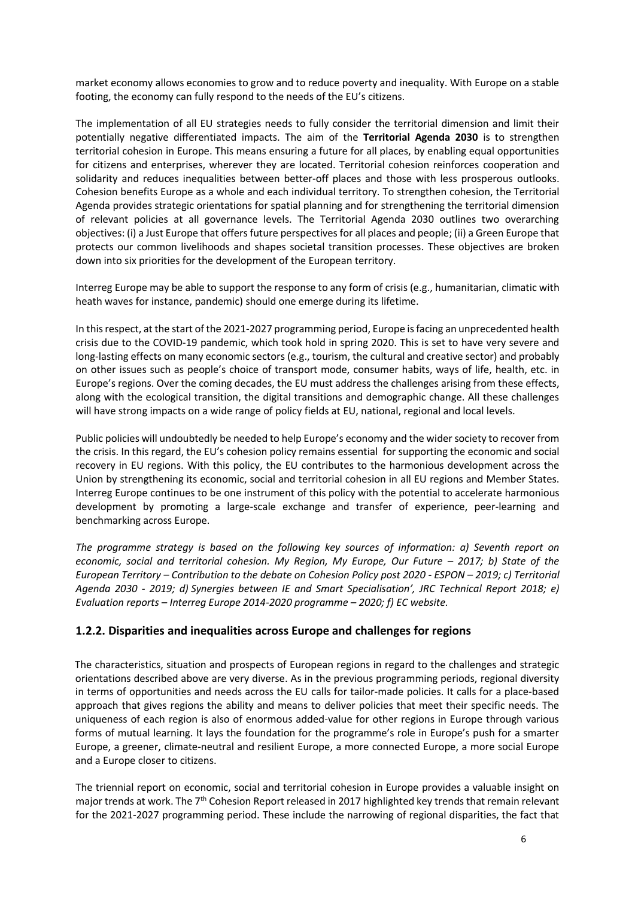market economy allows economies to grow and to reduce poverty and inequality. With Europe on a stable footing, the economy can fully respond to the needs of the EU's citizens.

The implementation of all EU strategies needs to fully consider the territorial dimension and limit their potentially negative differentiated impacts. The aim of the **Territorial Agenda 2030** is to strengthen territorial cohesion in Europe. This means ensuring a future for all places, by enabling equal opportunities for citizens and enterprises, wherever they are located. Territorial cohesion reinforces cooperation and solidarity and reduces inequalities between better-off places and those with less prosperous outlooks. Cohesion benefits Europe as a whole and each individual territory. To strengthen cohesion, the Territorial Agenda provides strategic orientations for spatial planning and for strengthening the territorial dimension of relevant policies at all governance levels. The Territorial Agenda 2030 outlines two overarching objectives: (i) a Just Europe that offers future perspectives for all places and people; (ii) a Green Europe that protects our common livelihoods and shapes societal transition processes. These objectives are broken down into six priorities for the development of the European territory.

Interreg Europe may be able to support the response to any form of crisis (e.g., humanitarian, climatic with heath waves for instance, pandemic) should one emerge during its lifetime.

In this respect, at the start of the 2021-2027 programming period, Europe is facing an unprecedented health crisis due to the COVID-19 pandemic, which took hold in spring 2020. This is set to have very severe and long-lasting effects on many economic sectors (e.g., tourism, the cultural and creative sector) and probably on other issues such as people's choice of transport mode, consumer habits, ways of life, health, etc. in Europe's regions. Over the coming decades, the EU must address the challenges arising from these effects, along with the ecological transition, the digital transitions and demographic change. All these challenges will have strong impacts on a wide range of policy fields at EU, national, regional and local levels.

Public policies will undoubtedly be needed to help Europe's economy and the wider society to recover from the crisis. In this regard, the EU's cohesion policy remains essential for supporting the economic and social recovery in EU regions. With this policy, the EU contributes to the harmonious development across the Union by strengthening its economic, social and territorial cohesion in all EU regions and Member States. Interreg Europe continues to be one instrument of this policy with the potential to accelerate harmonious development by promoting a large-scale exchange and transfer of experience, peer-learning and benchmarking across Europe.

*The programme strategy is based on the following key sources of information: a) Seventh report on economic, social and territorial cohesion. My Region, My Europe, Our Future – 2017; b) State of the European Territory – Contribution to the debate on Cohesion Policy post 2020 - ESPON – 2019; c) Territorial Agenda 2030 - 2019; d) Synergies between IE and Smart Specialisation', JRC Technical Report 2018; e) Evaluation reports – Interreg Europe 2014-2020 programme – 2020; f) EC website.*

### 1.2.2. Disparities and inequalities across Europe and challenges for regions

The characteristics, situation and prospects of European regions in regard to the challenges and strategic orientations described above are very diverse. As in the previous programming periods, regional diversity in terms of opportunities and needs across the EU calls for tailor-made policies. It calls for a place-based approach that gives regions the ability and means to deliver policies that meet their specific needs. The uniqueness of each region is also of enormous added-value for other regions in Europe through various forms of mutual learning. It lays the foundation for the programme's role in Europe's push for a smarter Europe, a greener, climate-neutral and resilient Europe, a more connected Europe, a more social Europe and a Europe closer to citizens.

The triennial report on economic, social and territorial cohesion in Europe provides a valuable insight on major trends at work. The 7th Cohesion Report released in 2017 highlighted key trends that remain relevant for the 2021-2027 programming period. These include the narrowing of regional disparities, the fact that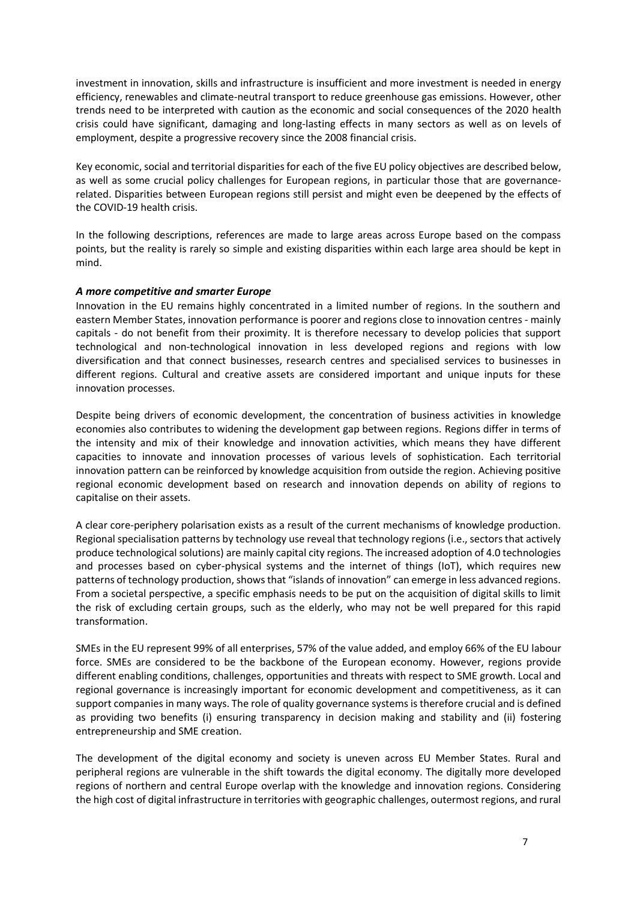investment in innovation, skills and infrastructure is insufficient and more investment is needed in energy efficiency, renewables and climate-neutral transport to reduce greenhouse gas emissions. However, other trends need to be interpreted with caution as the economic and social consequences of the 2020 health crisis could have significant, damaging and long-lasting effects in many sectors as well as on levels of employment, despite a progressive recovery since the 2008 financial crisis.

Key economic, social and territorial disparities for each of the five EU policy objectives are described below, as well as some crucial policy challenges for European regions, in particular those that are governance-related. Disparities between European regions still persist and might even be deepened by the effects of the COVID-19 health crisis.

In the following descriptions, references are made to large areas across Europe based on the compass points, but the reality is rarely so simple and existing disparities within each large area should be kept in mind.

### *A more competitive and smarter Europe*

Innovation in the EU remains highly concentrated in a limited number of regions. In the southern and eastern Member States, innovation performance is poorer and regions close to innovation centres - mainly capitals - do not benefit from their proximity. It is therefore necessary to develop policies that support technological and non-technological innovation in less developed regions and regions with low diversification and that connect businesses, research centres and specialised services to businesses in different regions. Cultural and creative assets are considered important and unique inputs for these innovation processes.

Despite being drivers of economic development, the concentration of business activities in knowledge economies also contributes to widening the development gap between regions. Regions differ in terms of the intensity and mix of their knowledge and innovation activities, which means they have different capacities to innovate and innovation processes of various levels of sophistication. Each territorial innovation pattern can be reinforced by knowledge acquisition from outside the region. Achieving positive regional economic development based on research and innovation depends on ability of regions to capitalise on their assets.

A clear core-periphery polarisation exists as a result of the current mechanisms of knowledge production. Regional specialisation patterns by technology use reveal that technology regions (i.e., sectors that actively produce technological solutions) are mainly capital city regions. The increased adoption of 4.0 technologies and processes based on cyber-physical systems and the internet of things (IoT), which requires new patterns of technology production, shows that "islands of innovation" can emerge in less advanced regions. From a societal perspective, a specific emphasis needs to be put on the acquisition of digital skills to limit the risk of excluding certain groups, such as the elderly, who may not be well prepared for this rapid transformation.

SMEs in the EU represent 99% of all enterprises, 57% of the value added, and employ 66% of the EU labour force. SMEs are considered to be the backbone of the European economy. However, regions provide different enabling conditions, challenges, opportunities and threats with respect to SME growth. Local and regional governance is increasingly important for economic development and competitiveness, as it can support companies in many ways. The role of quality governance systems is therefore crucial and is defined as providing two benefits (i) ensuring transparency in decision making and stability and (ii) fostering entrepreneurship and SME creation.

The development of the digital economy and society is uneven across EU Member States. Rural and peripheral regions are vulnerable in the shift towards the digital economy. The digitally more developed regions of northern and central Europe overlap with the knowledge and innovation regions. Considering the high cost of digital infrastructure in territories with geographic challenges, outermost regions, and rural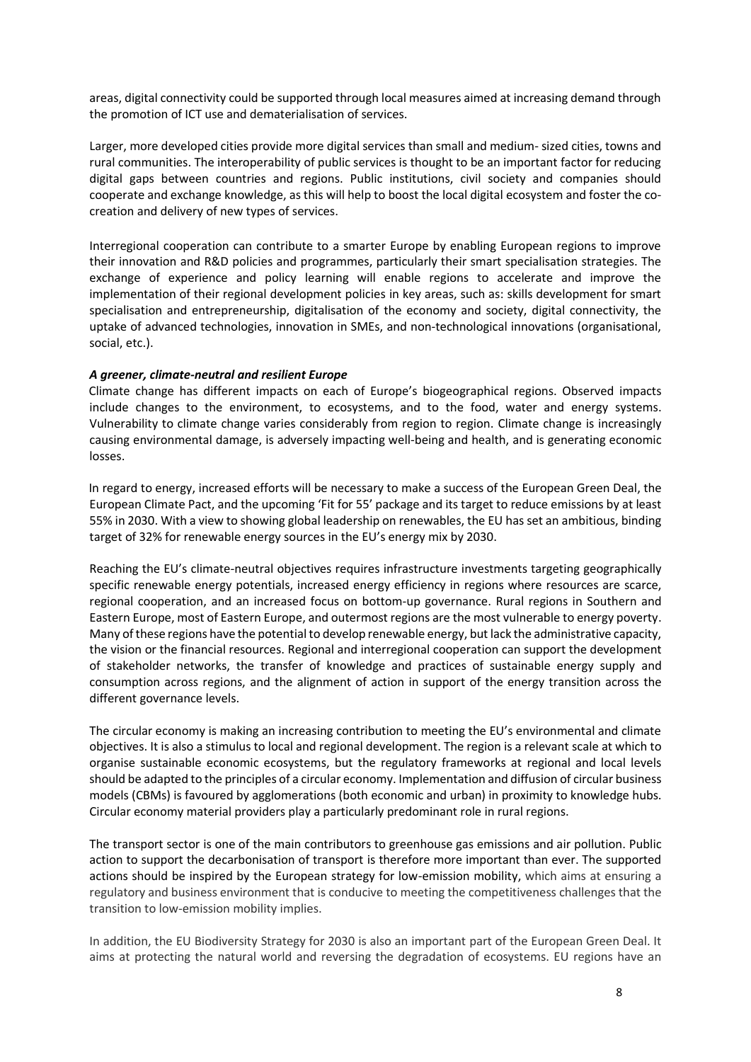areas, digital connectivity could be supported through local measures aimed at increasing demand through the promotion of ICT use and dematerialisation of services.

Larger, more developed cities provide more digital services than small and medium- sized cities, towns and rural communities. The interoperability of public services is thought to be an important factor for reducing digital gaps between countries and regions. Public institutions, civil society and companies should cooperate and exchange knowledge, as this will help to boost the local digital ecosystem and foster the co-creation and delivery of new types of services.

Interregional cooperation can contribute to a smarter Europe by enabling European regions to improve their innovation and R&D policies and programmes, particularly their smart specialisation strategies. The exchange of experience and policy learning will enable regions to accelerate and improve the implementation of their regional development policies in key areas, such as: skills development for smart specialisation and entrepreneurship, digitalisation of the economy and society, digital connectivity, the uptake of advanced technologies, innovation in SMEs, and non-technological innovations (organisational, social, etc.).

***A greener, climate-neutral and resilient Europe***

Climate change has different impacts on each of Europe's biogeographical regions. Observed impacts include changes to the environment, to ecosystems, and to the food, water and energy systems. Vulnerability to climate change varies considerably from region to region. Climate change is increasingly causing environmental damage, is adversely impacting well-being and health, and is generating economic losses.

In regard to energy, increased efforts will be necessary to make a success of the European Green Deal, the European Climate Pact, and the upcoming 'Fit for 55' package and its target to reduce emissions by at least 55% in 2030. With a view to showing global leadership on renewables, the EU has set an ambitious, binding target of 32% for renewable energy sources in the EU's energy mix by 2030.

Reaching the EU's climate-neutral objectives requires infrastructure investments targeting geographically specific renewable energy potentials, increased energy efficiency in regions where resources are scarce, regional cooperation, and an increased focus on bottom-up governance. Rural regions in Southern and Eastern Europe, most of Eastern Europe, and outermost regions are the most vulnerable to energy poverty. Many of these regions have the potential to develop renewable energy, but lack the administrative capacity, the vision or the financial resources. Regional and interregional cooperation can support the development of stakeholder networks, the transfer of knowledge and practices of sustainable energy supply and consumption across regions, and the alignment of action in support of the energy transition across the different governance levels.

The circular economy is making an increasing contribution to meeting the EU's environmental and climate objectives. It is also a stimulus to local and regional development. The region is a relevant scale at which to organise sustainable economic ecosystems, but the regulatory frameworks at regional and local levels should be adapted to the principles of a circular economy. Implementation and diffusion of circular business models (CBMs) is favoured by agglomerations (both economic and urban) in proximity to knowledge hubs. Circular economy material providers play a particularly predominant role in rural regions.

The transport sector is one of the main contributors to greenhouse gas emissions and air pollution. Public action to support the decarbonisation of transport is therefore more important than ever. The supported actions should be inspired by the European strategy for low-emission mobility, which aims at ensuring a regulatory and business environment that is conducive to meeting the competitiveness challenges that the transition to low-emission mobility implies.

In addition, the EU Biodiversity Strategy for 2030 is also an important part of the European Green Deal. It aims at protecting the natural world and reversing the degradation of ecosystems. EU regions have an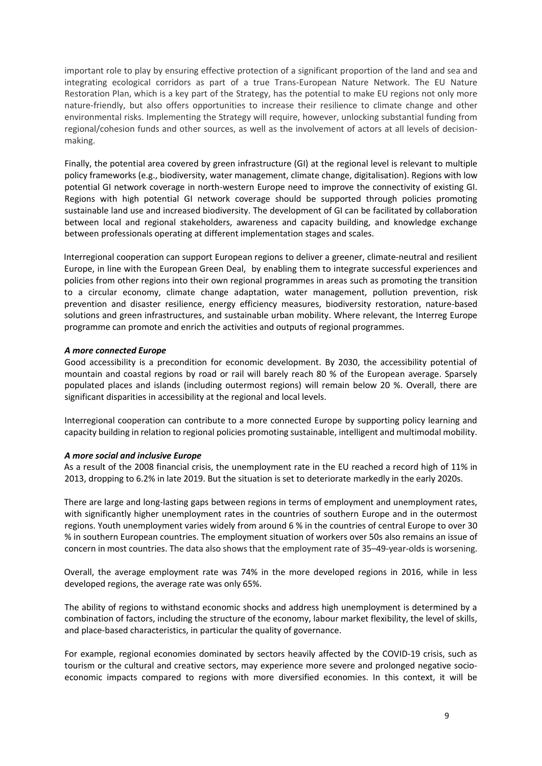important role to play by ensuring effective protection of a significant proportion of the land and sea and integrating ecological corridors as part of a true Trans-European Nature Network. The EU Nature Restoration Plan, which is a key part of the Strategy, has the potential to make EU regions not only more nature-friendly, but also offers opportunities to increase their resilience to climate change and other environmental risks. Implementing the Strategy will require, however, unlocking substantial funding from regional/cohesion funds and other sources, as well as the involvement of actors at all levels of decision-making.

Finally, the potential area covered by green infrastructure (GI) at the regional level is relevant to multiple policy frameworks (e.g., biodiversity, water management, climate change, digitalisation). Regions with low potential GI network coverage in north-western Europe need to improve the connectivity of existing GI. Regions with high potential GI network coverage should be supported through policies promoting sustainable land use and increased biodiversity. The development of GI can be facilitated by collaboration between local and regional stakeholders, awareness and capacity building, and knowledge exchange between professionals operating at different implementation stages and scales.

Interregional cooperation can support European regions to deliver a greener, climate-neutral and resilient Europe, in line with the European Green Deal, by enabling them to integrate successful experiences and policies from other regions into their own regional programmes in areas such as promoting the transition to a circular economy, climate change adaptation, water management, pollution prevention, risk prevention and disaster resilience, energy efficiency measures, biodiversity restoration, nature-based solutions and green infrastructures, and sustainable urban mobility. Where relevant, the Interreg Europe programme can promote and enrich the activities and outputs of regional programmes.

***A more connected Europe***

Good accessibility is a precondition for economic development. By 2030, the accessibility potential of mountain and coastal regions by road or rail will barely reach 80 % of the European average. Sparsely populated places and islands (including outermost regions) will remain below 20 %. Overall, there are significant disparities in accessibility at the regional and local levels.

Interregional cooperation can contribute to a more connected Europe by supporting policy learning and capacity building in relation to regional policies promoting sustainable, intelligent and multimodal mobility.

***A more social and inclusive Europe***

As a result of the 2008 financial crisis, the unemployment rate in the EU reached a record high of 11% in 2013, dropping to 6.2% in late 2019. But the situation is set to deteriorate markedly in the early 2020s.

There are large and long-lasting gaps between regions in terms of employment and unemployment rates, with significantly higher unemployment rates in the countries of southern Europe and in the outermost regions. Youth unemployment varies widely from around 6 % in the countries of central Europe to over 30 % in southern European countries. The employment situation of workers over 50s also remains an issue of concern in most countries. The data also shows that the employment rate of 35–49-year-olds is worsening.

Overall, the average employment rate was 74% in the more developed regions in 2016, while in less developed regions, the average rate was only 65%.

The ability of regions to withstand economic shocks and address high unemployment is determined by a combination of factors, including the structure of the economy, labour market flexibility, the level of skills, and place-based characteristics, in particular the quality of governance.

For example, regional economies dominated by sectors heavily affected by the COVID-19 crisis, such as tourism or the cultural and creative sectors, may experience more severe and prolonged negative socio-economic impacts compared to regions with more diversified economies. In this context, it will be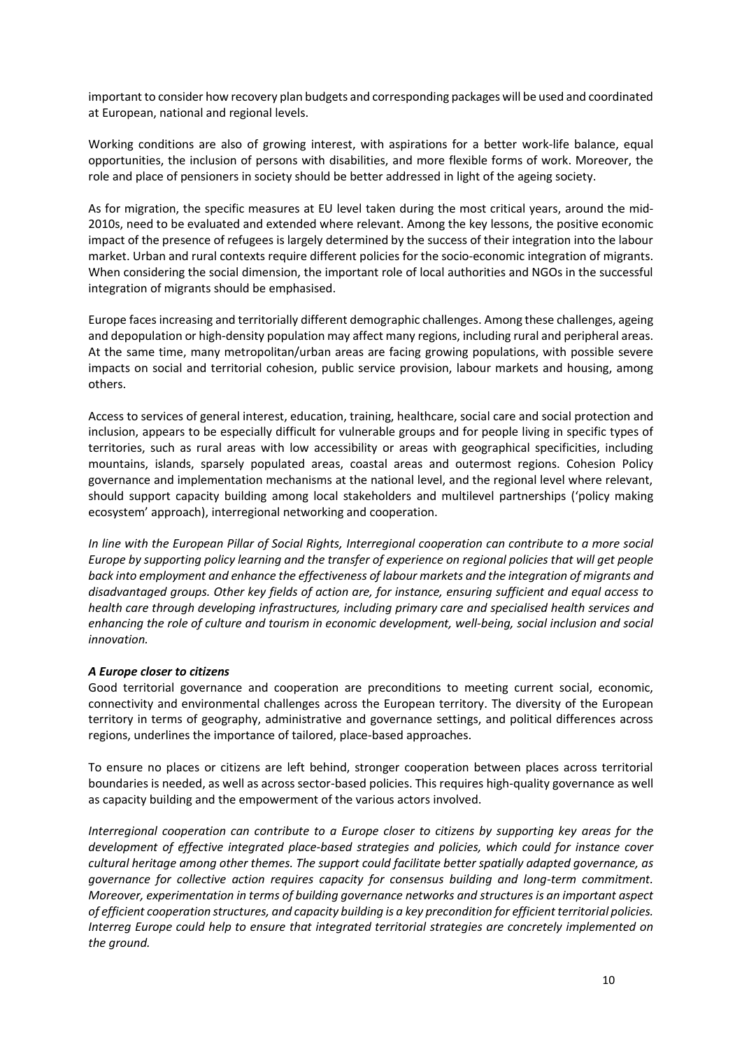important to consider how recovery plan budgets and corresponding packages will be used and coordinated at European, national and regional levels.

Working conditions are also of growing interest, with aspirations for a better work-life balance, equal opportunities, the inclusion of persons with disabilities, and more flexible forms of work. Moreover, the role and place of pensioners in society should be better addressed in light of the ageing society.

As for migration, the specific measures at EU level taken during the most critical years, around the mid-2010s, need to be evaluated and extended where relevant. Among the key lessons, the positive economic impact of the presence of refugees is largely determined by the success of their integration into the labour market. Urban and rural contexts require different policies for the socio-economic integration of migrants. When considering the social dimension, the important role of local authorities and NGOs in the successful integration of migrants should be emphasised.

Europe faces increasing and territorially different demographic challenges. Among these challenges, ageing and depopulation or high-density population may affect many regions, including rural and peripheral areas. At the same time, many metropolitan/urban areas are facing growing populations, with possible severe impacts on social and territorial cohesion, public service provision, labour markets and housing, among others.

Access to services of general interest, education, training, healthcare, social care and social protection and inclusion, appears to be especially difficult for vulnerable groups and for people living in specific types of territories, such as rural areas with low accessibility or areas with geographical specificities, including mountains, islands, sparsely populated areas, coastal areas and outermost regions. Cohesion Policy governance and implementation mechanisms at the national level, and the regional level where relevant, should support capacity building among local stakeholders and multilevel partnerships ('policy making ecosystem' approach), interregional networking and cooperation.

*In line with the European Pillar of Social Rights, Interregional cooperation can contribute to a more social Europe by supporting policy learning and the transfer of experience on regional policies that will get people back into employment and enhance the effectiveness of labour markets and the integration of migrants and disadvantaged groups. Other key fields of action are, for instance, ensuring sufficient and equal access to health care through developing infrastructures, including primary care and specialised health services and enhancing the role of culture and tourism in economic development, well-being, social inclusion and social innovation.*

***A Europe closer to citizens***

Good territorial governance and cooperation are preconditions to meeting current social, economic, connectivity and environmental challenges across the European territory. The diversity of the European territory in terms of geography, administrative and governance settings, and political differences across regions, underlines the importance of tailored, place-based approaches.

To ensure no places or citizens are left behind, stronger cooperation between places across territorial boundaries is needed, as well as across sector-based policies. This requires high-quality governance as well as capacity building and the empowerment of the various actors involved.

*Interregional cooperation can contribute to a Europe closer to citizens by supporting key areas for the development of effective integrated place-based strategies and policies, which could for instance cover cultural heritage among other themes. The support could facilitate better spatially adapted governance, as governance for collective action requires capacity for consensus building and long-term commitment. Moreover, experimentation in terms of building governance networks and structures is an important aspect of efficient cooperation structures, and capacity building is a key precondition for efficient territorial policies. Interreg Europe could help to ensure that integrated territorial strategies are concretely implemented on the ground.*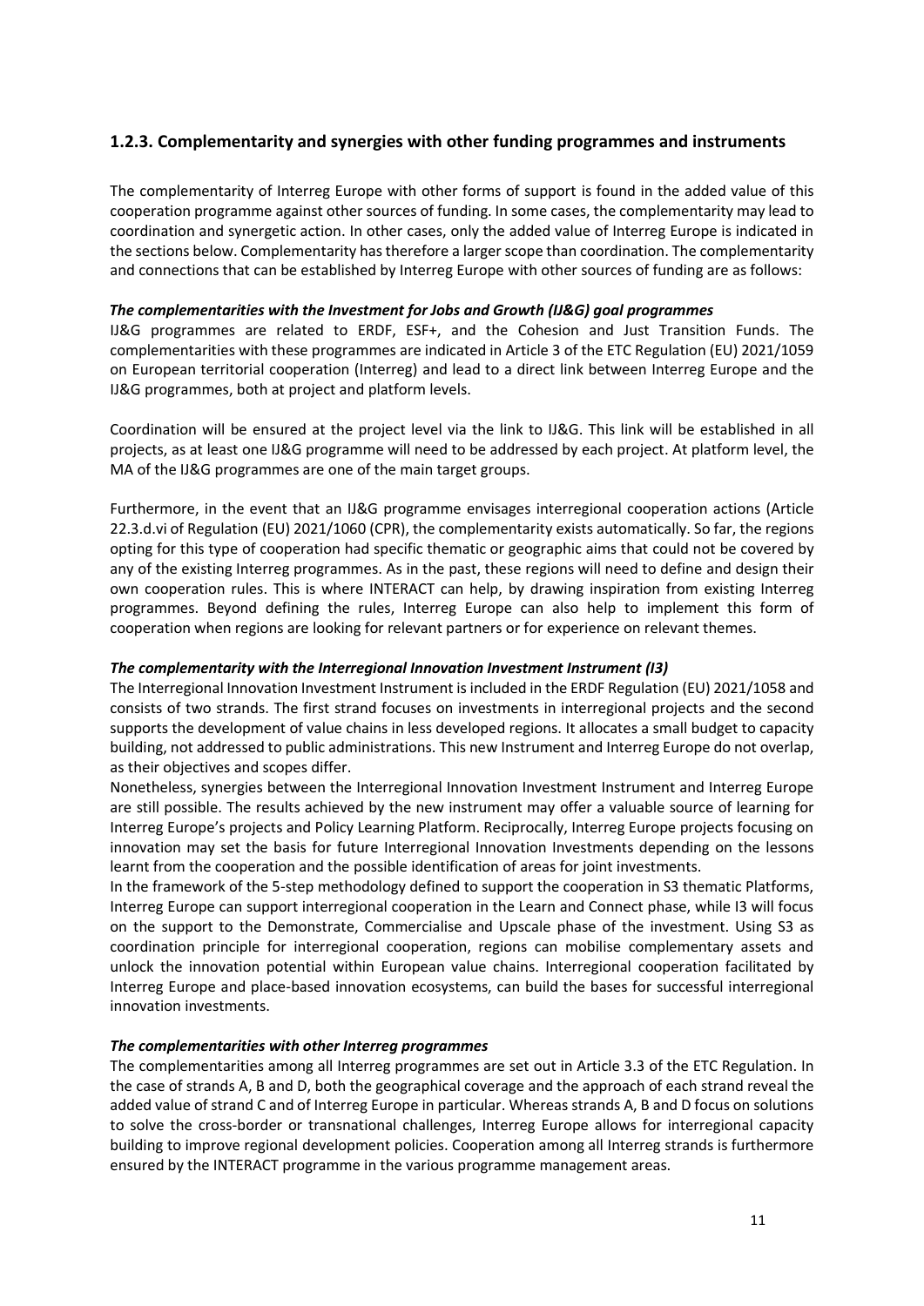### 1.2.3. Complementarity and synergies with other funding programmes and instruments

The complementarity of Interreg Europe with other forms of support is found in the added value of this cooperation programme against other sources of funding. In some cases, the complementarity may lead to coordination and synergetic action. In other cases, only the added value of Interreg Europe is indicated in the sections below. Complementarity has therefore a larger scope than coordination. The complementarity and connections that can be established by Interreg Europe with other sources of funding are as follows:

***The complementarities with the Investment for Jobs and Growth (IJ&G) goal programmes***

IJ&G programmes are related to ERDF, ESF+, and the Cohesion and Just Transition Funds. The complementarities with these programmes are indicated in Article 3 of the ETC Regulation (EU) 2021/1059 on European territorial cooperation (Interreg) and lead to a direct link between Interreg Europe and the IJ&G programmes, both at project and platform levels.

Coordination will be ensured at the project level via the link to IJ&G. This link will be established in all projects, as at least one IJ&G programme will need to be addressed by each project. At platform level, the MA of the IJ&G programmes are one of the main target groups.

Furthermore, in the event that an IJ&G programme envisages interregional cooperation actions (Article 22.3.d.vi of Regulation (EU) 2021/1060 (CPR), the complementarity exists automatically. So far, the regions opting for this type of cooperation had specific thematic or geographic aims that could not be covered by any of the existing Interreg programmes. As in the past, these regions will need to define and design their own cooperation rules. This is where INTERACT can help, by drawing inspiration from existing Interreg programmes. Beyond defining the rules, Interreg Europe can also help to implement this form of cooperation when regions are looking for relevant partners or for experience on relevant themes.

***The complementarity with the Interregional Innovation Investment Instrument (I3)***

The Interregional Innovation Investment Instrument is included in the ERDF Regulation (EU) 2021/1058 and consists of two strands. The first strand focuses on investments in interregional projects and the second supports the development of value chains in less developed regions. It allocates a small budget to capacity building, not addressed to public administrations. This new Instrument and Interreg Europe do not overlap, as their objectives and scopes differ.

Nonetheless, synergies between the Interregional Innovation Investment Instrument and Interreg Europe are still possible. The results achieved by the new instrument may offer a valuable source of learning for Interreg Europe's projects and Policy Learning Platform. Reciprocally, Interreg Europe projects focusing on innovation may set the basis for future Interregional Innovation Investments depending on the lessons learnt from the cooperation and the possible identification of areas for joint investments.

In the framework of the 5-step methodology defined to support the cooperation in S3 thematic Platforms, Interreg Europe can support interregional cooperation in the Learn and Connect phase, while I3 will focus on the support to the Demonstrate, Commercialise and Upscale phase of the investment. Using S3 as coordination principle for interregional cooperation, regions can mobilise complementary assets and unlock the innovation potential within European value chains. Interregional cooperation facilitated by Interreg Europe and place-based innovation ecosystems, can build the bases for successful interregional innovation investments.

***The complementarities with other Interreg programmes***

The complementarities among all Interreg programmes are set out in Article 3.3 of the ETC Regulation. In the case of strands A, B and D, both the geographical coverage and the approach of each strand reveal the added value of strand C and of Interreg Europe in particular. Whereas strands A, B and D focus on solutions to solve the cross-border or transnational challenges, Interreg Europe allows for interregional capacity building to improve regional development policies. Cooperation among all Interreg strands is furthermore ensured by the INTERACT programme in the various programme management areas.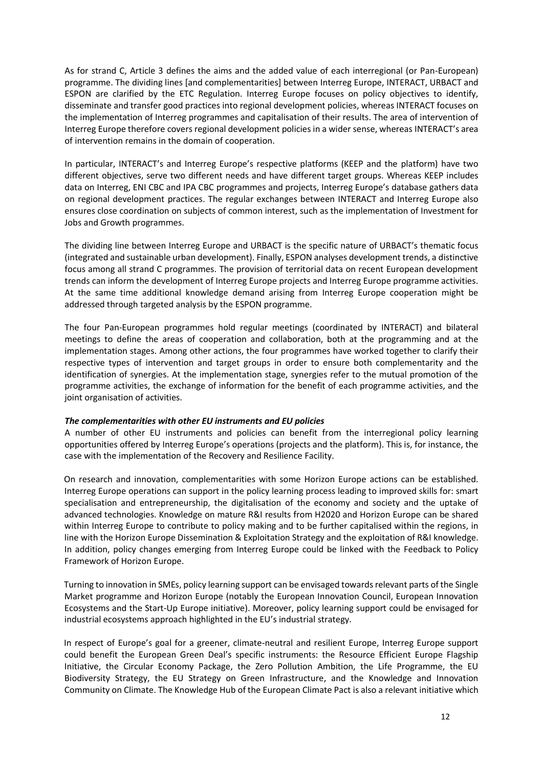As for strand C, Article 3 defines the aims and the added value of each interregional (or Pan-European) programme. The dividing lines [and complementarities] between Interreg Europe, INTERACT, URBACT and ESPON are clarified by the ETC Regulation. Interreg Europe focuses on policy objectives to identify, disseminate and transfer good practices into regional development policies, whereas INTERACT focuses on the implementation of Interreg programmes and capitalisation of their results. The area of intervention of Interreg Europe therefore covers regional development policies in a wider sense, whereas INTERACT's area of intervention remains in the domain of cooperation.

In particular, INTERACT's and Interreg Europe's respective platforms (KEEP and the platform) have two different objectives, serve two different needs and have different target groups. Whereas KEEP includes data on Interreg, ENI CBC and IPA CBC programmes and projects, Interreg Europe's database gathers data on regional development practices. The regular exchanges between INTERACT and Interreg Europe also ensures close coordination on subjects of common interest, such as the implementation of Investment for Jobs and Growth programmes.

The dividing line between Interreg Europe and URBACT is the specific nature of URBACT's thematic focus (integrated and sustainable urban development). Finally, ESPON analyses development trends, a distinctive focus among all strand C programmes. The provision of territorial data on recent European development trends can inform the development of Interreg Europe projects and Interreg Europe programme activities. At the same time additional knowledge demand arising from Interreg Europe cooperation might be addressed through targeted analysis by the ESPON programme.

The four Pan-European programmes hold regular meetings (coordinated by INTERACT) and bilateral meetings to define the areas of cooperation and collaboration, both at the programming and at the implementation stages. Among other actions, the four programmes have worked together to clarify their respective types of intervention and target groups in order to ensure both complementarity and the identification of synergies. At the implementation stage, synergies refer to the mutual promotion of the programme activities, the exchange of information for the benefit of each programme activities, and the joint organisation of activities.

***The complementarities with other EU instruments and EU policies***

A number of other EU instruments and policies can benefit from the interregional policy learning opportunities offered by Interreg Europe's operations (projects and the platform). This is, for instance, the case with the implementation of the Recovery and Resilience Facility.

On research and innovation, complementarities with some Horizon Europe actions can be established. Interreg Europe operations can support in the policy learning process leading to improved skills for: smart specialisation and entrepreneurship, the digitalisation of the economy and society and the uptake of advanced technologies. Knowledge on mature R&I results from H2020 and Horizon Europe can be shared within Interreg Europe to contribute to policy making and to be further capitalised within the regions, in line with the Horizon Europe Dissemination & Exploitation Strategy and the exploitation of R&I knowledge. In addition, policy changes emerging from Interreg Europe could be linked with the Feedback to Policy Framework of Horizon Europe.

Turning to innovation in SMEs, policy learning support can be envisaged towards relevant parts of the Single Market programme and Horizon Europe (notably the European Innovation Council, European Innovation Ecosystems and the Start-Up Europe initiative). Moreover, policy learning support could be envisaged for industrial ecosystems approach highlighted in the EU's industrial strategy.

In respect of Europe's goal for a greener, climate-neutral and resilient Europe, Interreg Europe support could benefit the European Green Deal's specific instruments: the Resource Efficient Europe Flagship Initiative, the Circular Economy Package, the Zero Pollution Ambition, the Life Programme, the EU Biodiversity Strategy, the EU Strategy on Green Infrastructure, and the Knowledge and Innovation Community on Climate. The Knowledge Hub of the European Climate Pact is also a relevant initiative which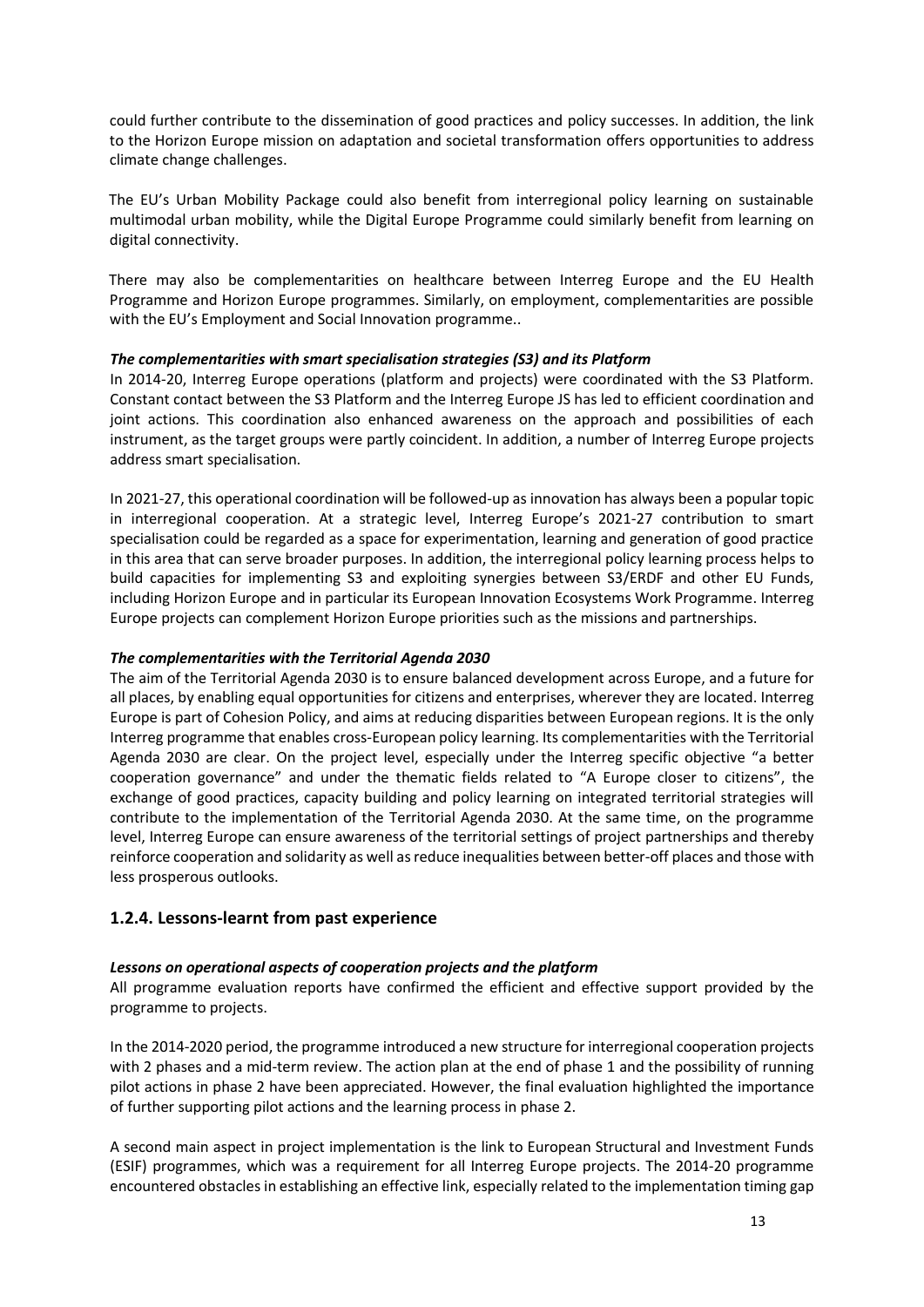could further contribute to the dissemination of good practices and policy successes. In addition, the link to the Horizon Europe mission on adaptation and societal transformation offers opportunities to address climate change challenges.

The EU's Urban Mobility Package could also benefit from interregional policy learning on sustainable multimodal urban mobility, while the Digital Europe Programme could similarly benefit from learning on digital connectivity.

There may also be complementarities on healthcare between Interreg Europe and the EU Health Programme and Horizon Europe programmes. Similarly, on employment, complementarities are possible with the EU's Employment and Social Innovation programme..

***The complementarities with smart specialisation strategies (S3) and its Platform***

In 2014-20, Interreg Europe operations (platform and projects) were coordinated with the S3 Platform. Constant contact between the S3 Platform and the Interreg Europe JS has led to efficient coordination and joint actions. This coordination also enhanced awareness on the approach and possibilities of each instrument, as the target groups were partly coincident. In addition, a number of Interreg Europe projects address smart specialisation.

In 2021-27, this operational coordination will be followed-up as innovation has always been a popular topic in interregional cooperation. At a strategic level, Interreg Europe's 2021-27 contribution to smart specialisation could be regarded as a space for experimentation, learning and generation of good practice in this area that can serve broader purposes. In addition, the interregional policy learning process helps to build capacities for implementing S3 and exploiting synergies between S3/ERDF and other EU Funds, including Horizon Europe and in particular its European Innovation Ecosystems Work Programme. Interreg Europe projects can complement Horizon Europe priorities such as the missions and partnerships.

***The complementarities with the Territorial Agenda 2030***

The aim of the Territorial Agenda 2030 is to ensure balanced development across Europe, and a future for all places, by enabling equal opportunities for citizens and enterprises, wherever they are located. Interreg Europe is part of Cohesion Policy, and aims at reducing disparities between European regions. It is the only Interreg programme that enables cross-European policy learning. Its complementarities with the Territorial Agenda 2030 are clear. On the project level, especially under the Interreg specific objective "a better cooperation governance" and under the thematic fields related to "A Europe closer to citizens", the exchange of good practices, capacity building and policy learning on integrated territorial strategies will contribute to the implementation of the Territorial Agenda 2030. At the same time, on the programme level, Interreg Europe can ensure awareness of the territorial settings of project partnerships and thereby reinforce cooperation and solidarity as well as reduce inequalities between better-off places and those with less prosperous outlooks.

### 1.2.4. Lessons-learnt from past experience

***Lessons on operational aspects of cooperation projects and the platform***

All programme evaluation reports have confirmed the efficient and effective support provided by the programme to projects.

In the 2014-2020 period, the programme introduced a new structure for interregional cooperation projects with 2 phases and a mid-term review. The action plan at the end of phase 1 and the possibility of running pilot actions in phase 2 have been appreciated. However, the final evaluation highlighted the importance of further supporting pilot actions and the learning process in phase 2.

A second main aspect in project implementation is the link to European Structural and Investment Funds (ESIF) programmes, which was a requirement for all Interreg Europe projects. The 2014-20 programme encountered obstacles in establishing an effective link, especially related to the implementation timing gap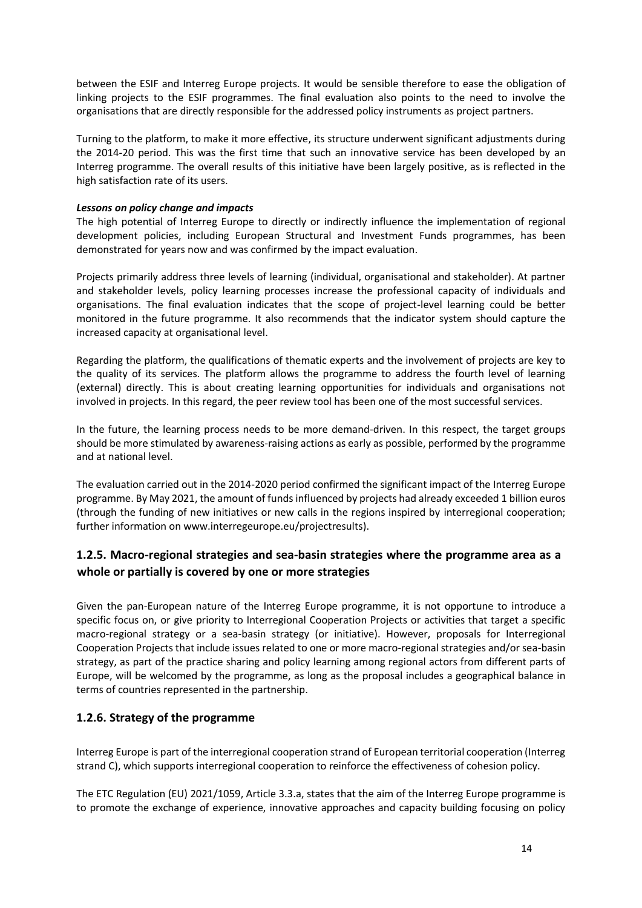between the ESIF and Interreg Europe projects. It would be sensible therefore to ease the obligation of linking projects to the ESIF programmes. The final evaluation also points to the need to involve the organisations that are directly responsible for the addressed policy instruments as project partners.

Turning to the platform, to make it more effective, its structure underwent significant adjustments during the 2014-20 period. This was the first time that such an innovative service has been developed by an Interreg programme. The overall results of this initiative have been largely positive, as is reflected in the high satisfaction rate of its users.

***Lessons on policy change and impacts***

The high potential of Interreg Europe to directly or indirectly influence the implementation of regional development policies, including European Structural and Investment Funds programmes, has been demonstrated for years now and was confirmed by the impact evaluation.

Projects primarily address three levels of learning (individual, organisational and stakeholder). At partner and stakeholder levels, policy learning processes increase the professional capacity of individuals and organisations. The final evaluation indicates that the scope of project-level learning could be better monitored in the future programme. It also recommends that the indicator system should capture the increased capacity at organisational level.

Regarding the platform, the qualifications of thematic experts and the involvement of projects are key to the quality of its services. The platform allows the programme to address the fourth level of learning (external) directly. This is about creating learning opportunities for individuals and organisations not involved in projects. In this regard, the peer review tool has been one of the most successful services.

In the future, the learning process needs to be more demand-driven. In this respect, the target groups should be more stimulated by awareness-raising actions as early as possible, performed by the programme and at national level.

The evaluation carried out in the 2014-2020 period confirmed the significant impact of the Interreg Europe programme. By May 2021, the amount of funds influenced by projects had already exceeded 1 billion euros (through the funding of new initiatives or new calls in the regions inspired by interregional cooperation; further information on www.interregeurope.eu/projectresults).

## 1.2.5. Macro-regional strategies and sea-basin strategies where the programme area as a whole or partially is covered by one or more strategies

Given the pan-European nature of the Interreg Europe programme, it is not opportune to introduce a specific focus on, or give priority to Interregional Cooperation Projects or activities that target a specific macro-regional strategy or a sea-basin strategy (or initiative). However, proposals for Interregional Cooperation Projects that include issues related to one or more macro-regional strategies and/or sea-basin strategy, as part of the practice sharing and policy learning among regional actors from different parts of Europe, will be welcomed by the programme, as long as the proposal includes a geographical balance in terms of countries represented in the partnership.

## 1.2.6. Strategy of the programme

Interreg Europe is part of the interregional cooperation strand of European territorial cooperation (Interreg strand C), which supports interregional cooperation to reinforce the effectiveness of cohesion policy.

The ETC Regulation (EU) 2021/1059, Article 3.3.a, states that the aim of the Interreg Europe programme is to promote the exchange of experience, innovative approaches and capacity building focusing on policy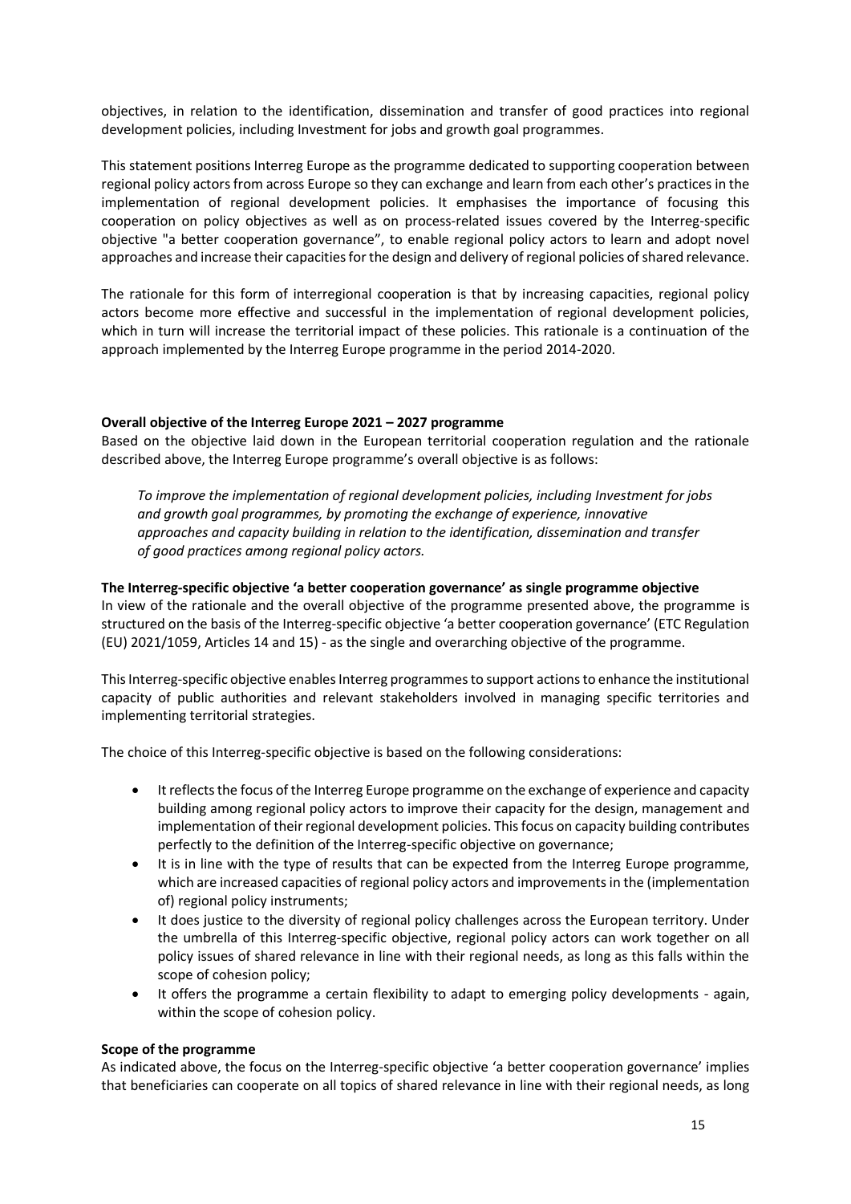objectives, in relation to the identification, dissemination and transfer of good practices into regional development policies, including Investment for jobs and growth goal programmes.

This statement positions Interreg Europe as the programme dedicated to supporting cooperation between regional policy actors from across Europe so they can exchange and learn from each other's practices in the implementation of regional development policies. It emphasises the importance of focusing this cooperation on policy objectives as well as on process-related issues covered by the Interreg-specific objective "a better cooperation governance", to enable regional policy actors to learn and adopt novel approaches and increase their capacities for the design and delivery of regional policies of shared relevance.

The rationale for this form of interregional cooperation is that by increasing capacities, regional policy actors become more effective and successful in the implementation of regional development policies, which in turn will increase the territorial impact of these policies. This rationale is a continuation of the approach implemented by the Interreg Europe programme in the period 2014-2020.

**Overall objective of the Interreg Europe 2021 – 2027 programme**

Based on the objective laid down in the European territorial cooperation regulation and the rationale described above, the Interreg Europe programme's overall objective is as follows:

> *To improve the implementation of regional development policies, including Investment for jobs and growth goal programmes, by promoting the exchange of experience, innovative approaches and capacity building in relation to the identification, dissemination and transfer of good practices among regional policy actors.*

**The Interreg-specific objective 'a better cooperation governance' as single programme objective**

In view of the rationale and the overall objective of the programme presented above, the programme is structured on the basis of the Interreg-specific objective 'a better cooperation governance' (ETC Regulation (EU) 2021/1059, Articles 14 and 15) - as the single and overarching objective of the programme.

This Interreg-specific objective enables Interreg programmes to support actions to enhance the institutional capacity of public authorities and relevant stakeholders involved in managing specific territories and implementing territorial strategies.

The choice of this Interreg-specific objective is based on the following considerations:

- It reflects the focus of the Interreg Europe programme on the exchange of experience and capacity building among regional policy actors to improve their capacity for the design, management and implementation of their regional development policies. This focus on capacity building contributes perfectly to the definition of the Interreg-specific objective on governance;
- It is in line with the type of results that can be expected from the Interreg Europe programme, which are increased capacities of regional policy actors and improvements in the (implementation of) regional policy instruments;
- It does justice to the diversity of regional policy challenges across the European territory. Under the umbrella of this Interreg-specific objective, regional policy actors can work together on all policy issues of shared relevance in line with their regional needs, as long as this falls within the scope of cohesion policy;
- It offers the programme a certain flexibility to adapt to emerging policy developments - again, within the scope of cohesion policy.

**Scope of the programme**

As indicated above, the focus on the Interreg-specific objective 'a better cooperation governance' implies that beneficiaries can cooperate on all topics of shared relevance in line with their regional needs, as long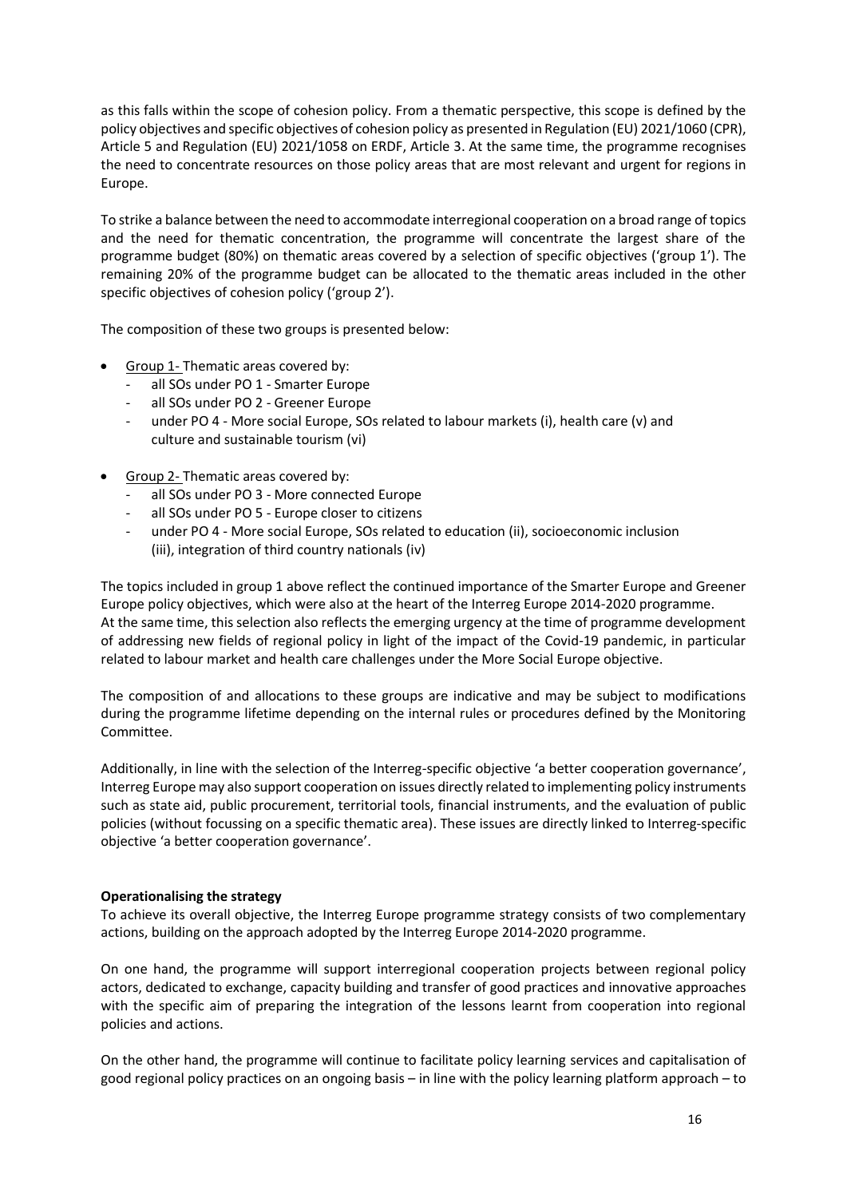as this falls within the scope of cohesion policy. From a thematic perspective, this scope is defined by the policy objectives and specific objectives of cohesion policy as presented in Regulation (EU) 2021/1060 (CPR), Article 5 and Regulation (EU) 2021/1058 on ERDF, Article 3. At the same time, the programme recognises the need to concentrate resources on those policy areas that are most relevant and urgent for regions in Europe.

To strike a balance between the need to accommodate interregional cooperation on a broad range of topics and the need for thematic concentration, the programme will concentrate the largest share of the programme budget (80%) on thematic areas covered by a selection of specific objectives ('group 1'). The remaining 20% of the programme budget can be allocated to the thematic areas included in the other specific objectives of cohesion policy ('group 2').

The composition of these two groups is presented below:

- Group 1- Thematic areas covered by:
  - all SOs under PO 1 - Smarter Europe
  - all SOs under PO 2 - Greener Europe
  - under PO 4 - More social Europe, SOs related to labour markets (i), health care (v) and culture and sustainable tourism (vi)
- Group 2- Thematic areas covered by:
  - all SOs under PO 3 - More connected Europe
  - all SOs under PO 5 - Europe closer to citizens
  - under PO 4 - More social Europe, SOs related to education (ii), socioeconomic inclusion (iii), integration of third country nationals (iv)

The topics included in group 1 above reflect the continued importance of the Smarter Europe and Greener Europe policy objectives, which were also at the heart of the Interreg Europe 2014-2020 programme.
At the same time, this selection also reflects the emerging urgency at the time of programme development of addressing new fields of regional policy in light of the impact of the Covid-19 pandemic, in particular related to labour market and health care challenges under the More Social Europe objective.

The composition of and allocations to these groups are indicative and may be subject to modifications during the programme lifetime depending on the internal rules or procedures defined by the Monitoring Committee.

Additionally, in line with the selection of the Interreg-specific objective 'a better cooperation governance', Interreg Europe may also support cooperation on issues directly related to implementing policy instruments such as state aid, public procurement, territorial tools, financial instruments, and the evaluation of public policies (without focussing on a specific thematic area). These issues are directly linked to Interreg-specific objective 'a better cooperation governance'.

**Operationalising the strategy**

To achieve its overall objective, the Interreg Europe programme strategy consists of two complementary actions, building on the approach adopted by the Interreg Europe 2014-2020 programme.

On one hand, the programme will support interregional cooperation projects between regional policy actors, dedicated to exchange, capacity building and transfer of good practices and innovative approaches with the specific aim of preparing the integration of the lessons learnt from cooperation into regional policies and actions.

On the other hand, the programme will continue to facilitate policy learning services and capitalisation of good regional policy practices on an ongoing basis – in line with the policy learning platform approach – to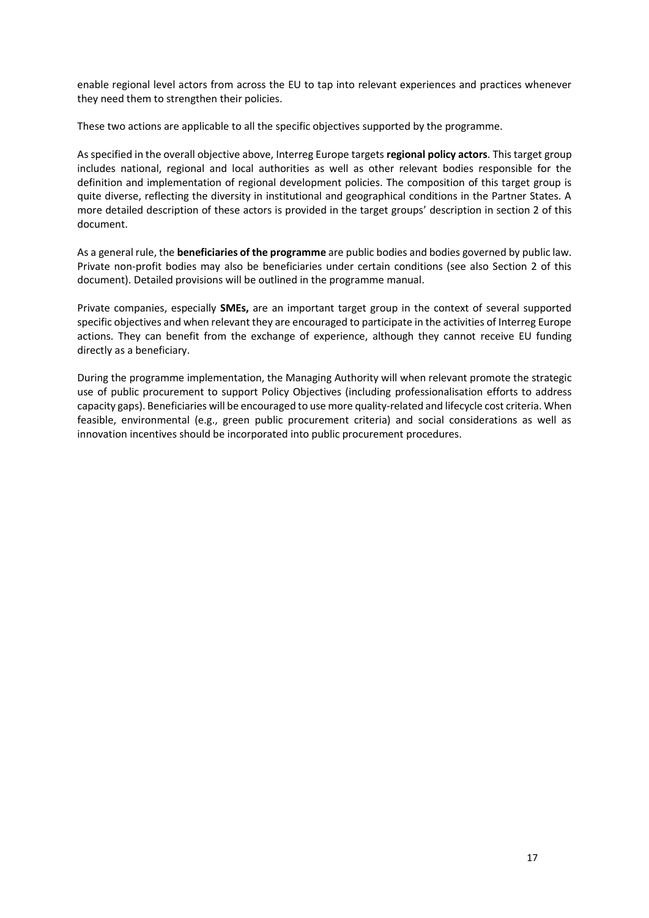enable regional level actors from across the EU to tap into relevant experiences and practices whenever they need them to strengthen their policies.

These two actions are applicable to all the specific objectives supported by the programme.

As specified in the overall objective above, Interreg Europe targets **regional policy actors**. This target group includes national, regional and local authorities as well as other relevant bodies responsible for the definition and implementation of regional development policies. The composition of this target group is quite diverse, reflecting the diversity in institutional and geographical conditions in the Partner States. A more detailed description of these actors is provided in the target groups' description in section 2 of this document.

As a general rule, the **beneficiaries of the programme** are public bodies and bodies governed by public law. Private non-profit bodies may also be beneficiaries under certain conditions (see also Section 2 of this document). Detailed provisions will be outlined in the programme manual.

Private companies, especially **SMEs,** are an important target group in the context of several supported specific objectives and when relevant they are encouraged to participate in the activities of Interreg Europe actions. They can benefit from the exchange of experience, although they cannot receive EU funding directly as a beneficiary.

During the programme implementation, the Managing Authority will when relevant promote the strategic use of public procurement to support Policy Objectives (including professionalisation efforts to address capacity gaps). Beneficiaries will be encouraged to use more quality-related and lifecycle cost criteria. When feasible, environmental (e.g., green public procurement criteria) and social considerations as well as innovation incentives should be incorporated into public procurement procedures.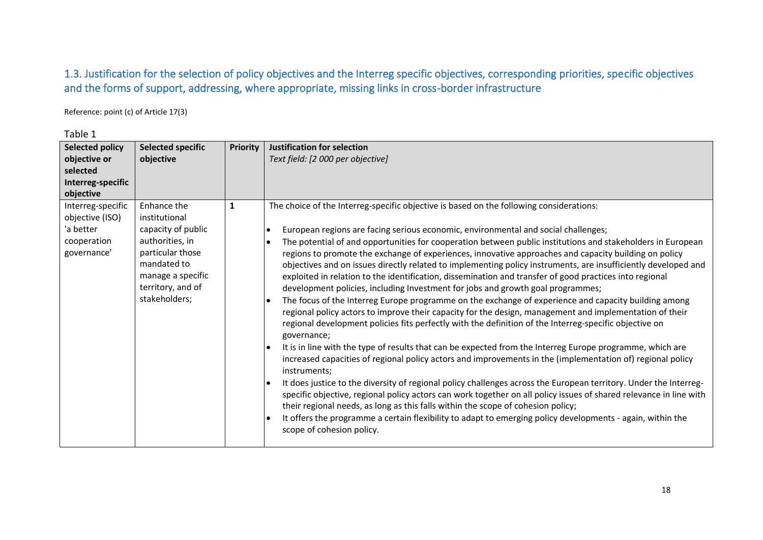## 1.3. Justification for the selection of policy objectives and the Interreg specific objectives, corresponding priorities, specific objectives and the forms of support, addressing, where appropriate, missing links in cross-border infrastructure

Reference: point (c) of Article 17(3)

Table 1

| Selected policy objective or selected Interreg-specific objective | Selected specific objective | Priority | Justification for selection<br>*Text field: [2 000 per objective]* |
|---|---|---|---|
| Interreg-specific objective (ISO) 'a better cooperation governance' | Enhance the institutional capacity of public authorities, in particular those mandated to manage a specific territory, and of stakeholders; | 1 | The choice of the Interreg-specific objective is based on the following considerations:<br>• European regions are facing serious economic, environmental and social challenges;<br>• The potential of and opportunities for cooperation between public institutions and stakeholders in European regions to promote the exchange of experiences, innovative approaches and capacity building on policy objectives and on issues directly related to implementing policy instruments, are insufficiently developed and exploited in relation to the identification, dissemination and transfer of good practices into regional development policies, including Investment for jobs and growth goal programmes;<br>• The focus of the Interreg Europe programme on the exchange of experience and capacity building among regional policy actors to improve their capacity for the design, management and implementation of their regional development policies fits perfectly with the definition of the Interreg-specific objective on governance;<br>• It is in line with the type of results that can be expected from the Interreg Europe programme, which are increased capacities of regional policy actors and improvements in the (implementation of) regional policy instruments;<br>• It does justice to the diversity of regional policy challenges across the European territory. Under the Interreg-specific objective, regional policy actors can work together on all policy issues of shared relevance in line with their regional needs, as long as this falls within the scope of cohesion policy;<br>• It offers the programme a certain flexibility to adapt to emerging policy developments - again, within the scope of cohesion policy. |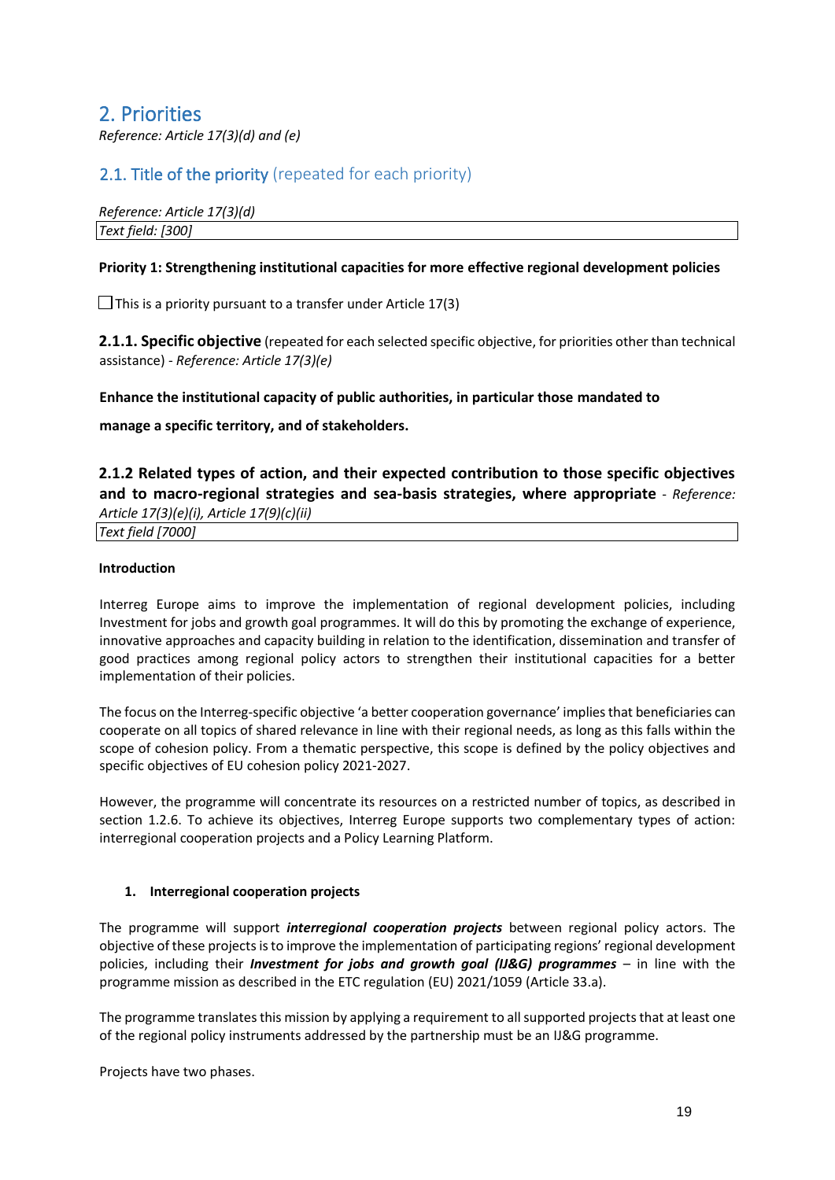## 2. Priorities

*Reference: Article 17(3)(d) and (e)*

### 2.1. Title of the priority (repeated for each priority)

| *Reference: Article 17(3)(d)* |
|---|
| *Text field: [300]* |

**Priority 1: Strengthening institutional capacities for more effective regional development policies**

☐ This is a priority pursuant to a transfer under Article 17(3)

**2.1.1. Specific objective** (repeated for each selected specific objective, for priorities other than technical assistance) - *Reference: Article 17(3)(e)*

**Enhance the institutional capacity of public authorities, in particular those mandated to**

**manage a specific territory, and of stakeholders.**

**2.1.2 Related types of action, and their expected contribution to those specific objectives and to macro-regional strategies and sea-basis strategies, where appropriate** - *Reference: Article 17(3)(e)(i), Article 17(9)(c)(ii)*

| *Text field [7000]* |
|---|

**Introduction**

Interreg Europe aims to improve the implementation of regional development policies, including Investment for jobs and growth goal programmes. It will do this by promoting the exchange of experience, innovative approaches and capacity building in relation to the identification, dissemination and transfer of good practices among regional policy actors to strengthen their institutional capacities for a better implementation of their policies.

The focus on the Interreg-specific objective 'a better cooperation governance' implies that beneficiaries can cooperate on all topics of shared relevance in line with their regional needs, as long as this falls within the scope of cohesion policy. From a thematic perspective, this scope is defined by the policy objectives and specific objectives of EU cohesion policy 2021-2027.

However, the programme will concentrate its resources on a restricted number of topics, as described in section 1.2.6. To achieve its objectives, Interreg Europe supports two complementary types of action: interregional cooperation projects and a Policy Learning Platform.

1. **Interregional cooperation projects**

The programme will support ***interregional cooperation projects*** between regional policy actors. The objective of these projects is to improve the implementation of participating regions' regional development policies, including their ***Investment for jobs and growth goal (IJ&G) programmes*** – in line with the programme mission as described in the ETC regulation (EU) 2021/1059 (Article 33.a).

The programme translates this mission by applying a requirement to all supported projects that at least one of the regional policy instruments addressed by the partnership must be an IJ&G programme.

Projects have two phases.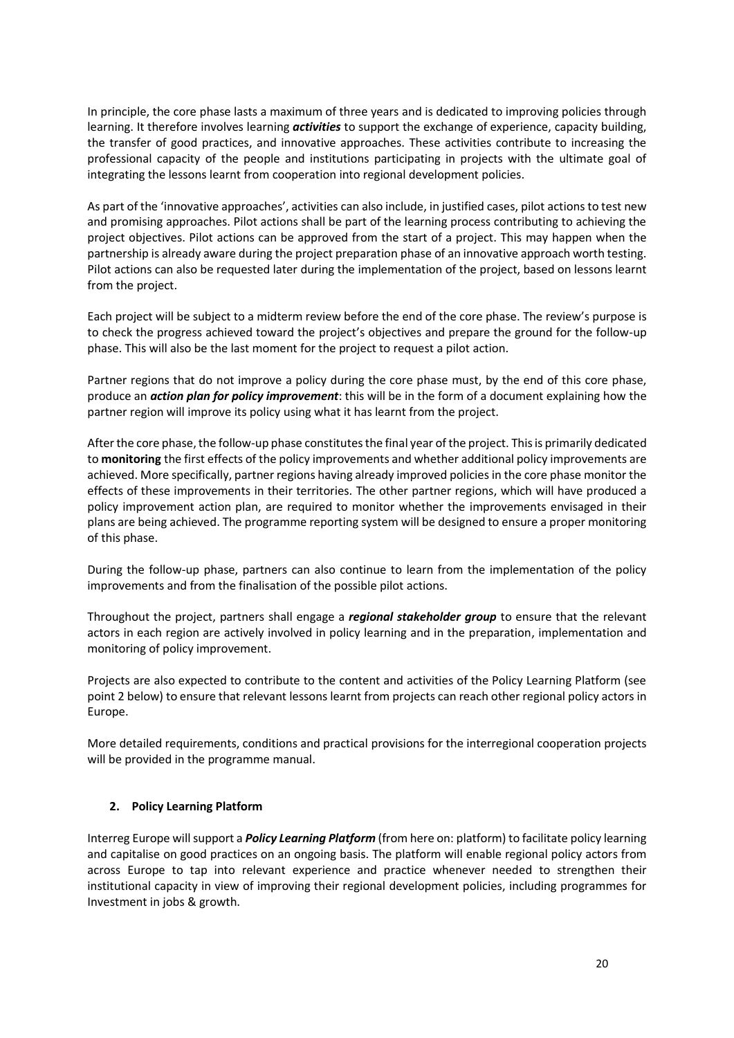In principle, the core phase lasts a maximum of three years and is dedicated to improving policies through learning. It therefore involves learning ***activities*** to support the exchange of experience, capacity building, the transfer of good practices, and innovative approaches. These activities contribute to increasing the professional capacity of the people and institutions participating in projects with the ultimate goal of integrating the lessons learnt from cooperation into regional development policies.

As part of the 'innovative approaches', activities can also include, in justified cases, pilot actions to test new and promising approaches. Pilot actions shall be part of the learning process contributing to achieving the project objectives. Pilot actions can be approved from the start of a project. This may happen when the partnership is already aware during the project preparation phase of an innovative approach worth testing. Pilot actions can also be requested later during the implementation of the project, based on lessons learnt from the project.

Each project will be subject to a midterm review before the end of the core phase. The review's purpose is to check the progress achieved toward the project's objectives and prepare the ground for the follow-up phase. This will also be the last moment for the project to request a pilot action.

Partner regions that do not improve a policy during the core phase must, by the end of this core phase, produce an ***action plan for policy improvement***: this will be in the form of a document explaining how the partner region will improve its policy using what it has learnt from the project.

After the core phase, the follow-up phase constitutes the final year of the project. This is primarily dedicated to **monitoring** the first effects of the policy improvements and whether additional policy improvements are achieved. More specifically, partner regions having already improved policies in the core phase monitor the effects of these improvements in their territories. The other partner regions, which will have produced a policy improvement action plan, are required to monitor whether the improvements envisaged in their plans are being achieved. The programme reporting system will be designed to ensure a proper monitoring of this phase.

During the follow-up phase, partners can also continue to learn from the implementation of the policy improvements and from the finalisation of the possible pilot actions.

Throughout the project, partners shall engage a ***regional stakeholder group*** to ensure that the relevant actors in each region are actively involved in policy learning and in the preparation, implementation and monitoring of policy improvement.

Projects are also expected to contribute to the content and activities of the Policy Learning Platform (see point 2 below) to ensure that relevant lessons learnt from projects can reach other regional policy actors in Europe.

More detailed requirements, conditions and practical provisions for the interregional cooperation projects will be provided in the programme manual.

## 2. Policy Learning Platform

Interreg Europe will support a ***Policy Learning Platform*** (from here on: platform) to facilitate policy learning and capitalise on good practices on an ongoing basis. The platform will enable regional policy actors from across Europe to tap into relevant experience and practice whenever needed to strengthen their institutional capacity in view of improving their regional development policies, including programmes for Investment in jobs & growth.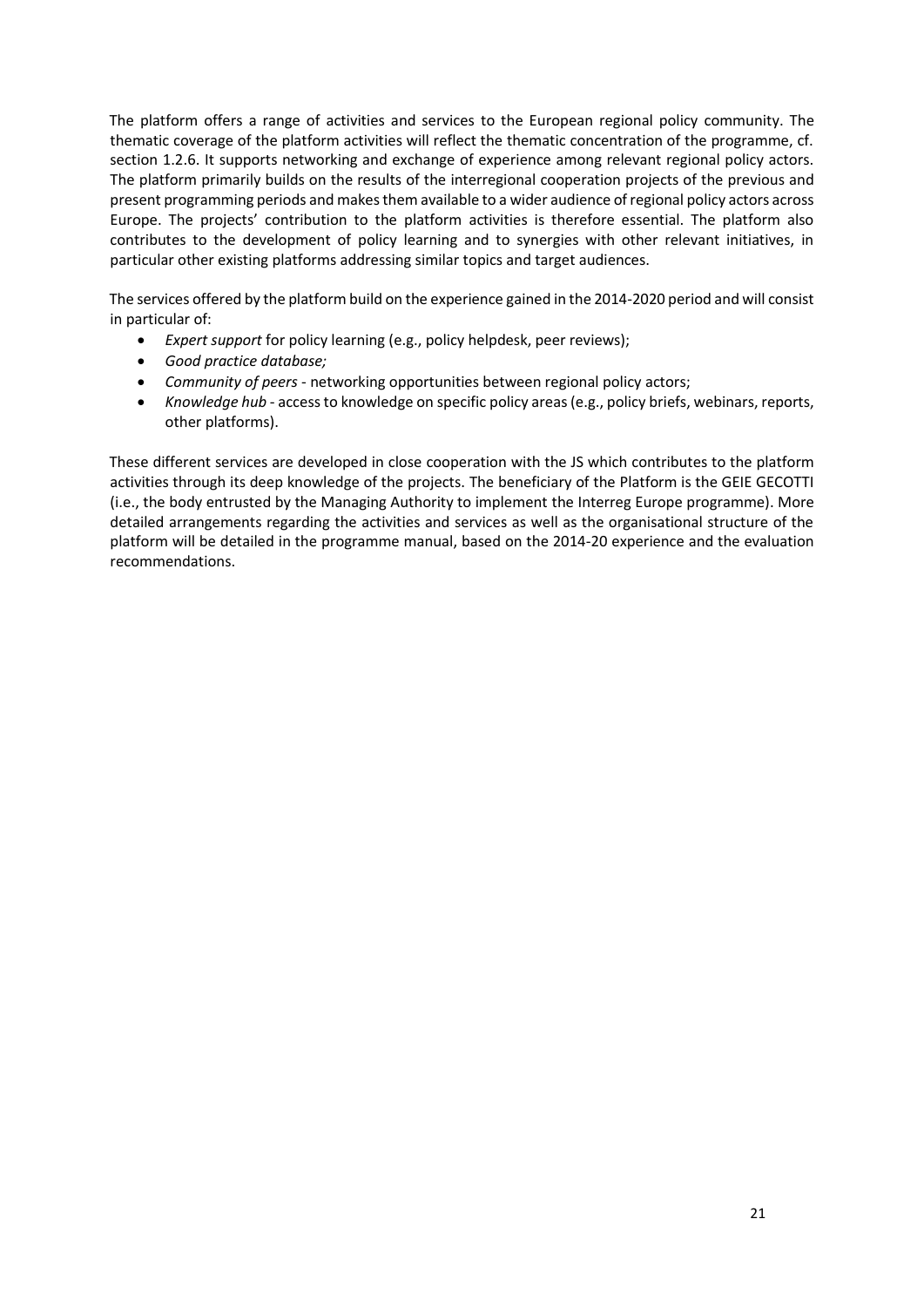The platform offers a range of activities and services to the European regional policy community. The thematic coverage of the platform activities will reflect the thematic concentration of the programme, cf. section 1.2.6. It supports networking and exchange of experience among relevant regional policy actors. The platform primarily builds on the results of the interregional cooperation projects of the previous and present programming periods and makes them available to a wider audience of regional policy actors across Europe. The projects' contribution to the platform activities is therefore essential. The platform also contributes to the development of policy learning and to synergies with other relevant initiatives, in particular other existing platforms addressing similar topics and target audiences.

The services offered by the platform build on the experience gained in the 2014-2020 period and will consist in particular of:

- *Expert support* for policy learning (e.g., policy helpdesk, peer reviews);
- *Good practice database;*
- *Community of peers* - networking opportunities between regional policy actors;
- *Knowledge hub* - access to knowledge on specific policy areas (e.g., policy briefs, webinars, reports, other platforms).

These different services are developed in close cooperation with the JS which contributes to the platform activities through its deep knowledge of the projects. The beneficiary of the Platform is the GEIE GECOTTI (i.e., the body entrusted by the Managing Authority to implement the Interreg Europe programme). More detailed arrangements regarding the activities and services as well as the organisational structure of the platform will be detailed in the programme manual, based on the 2014-20 experience and the evaluation recommendations.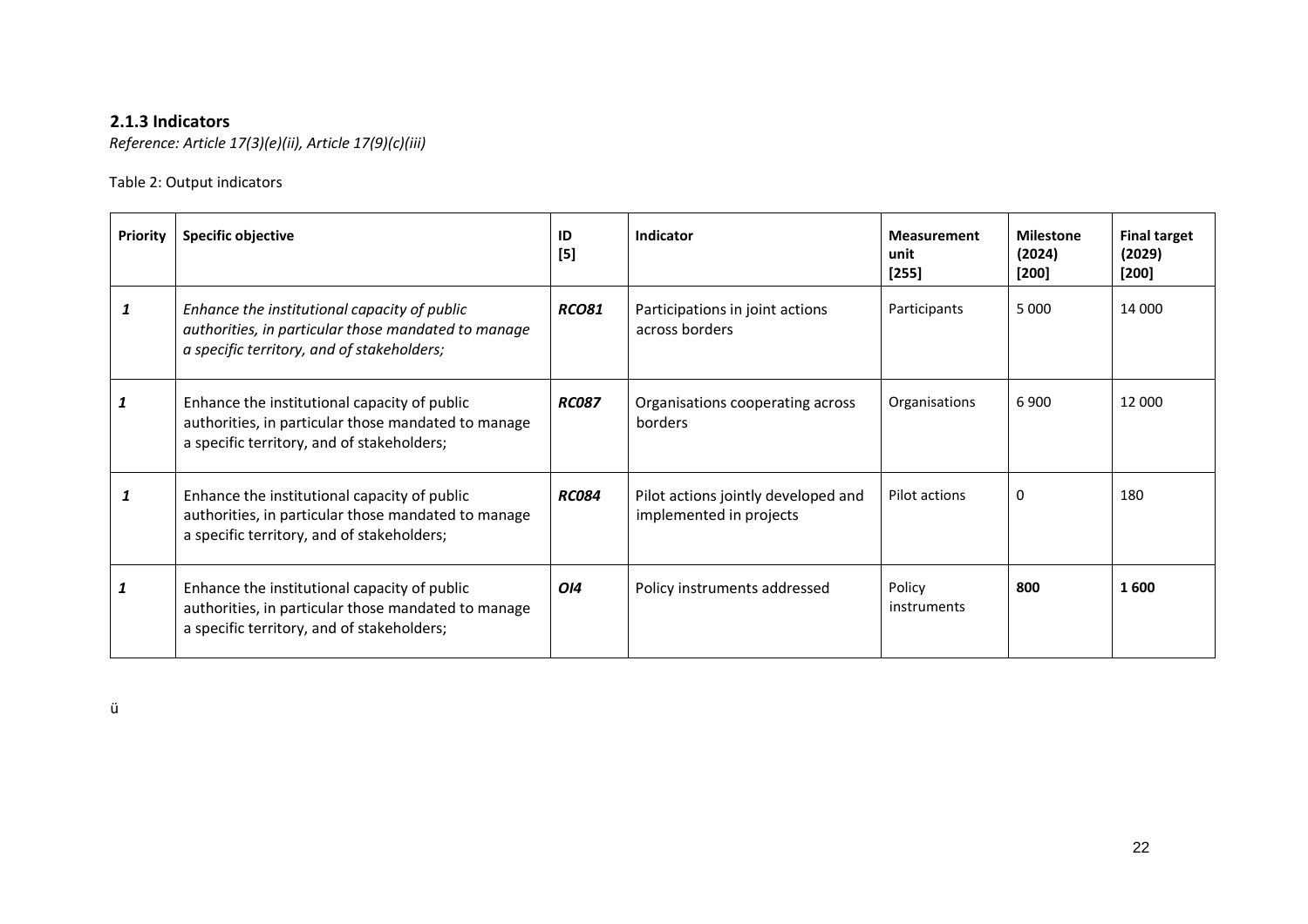### 2.1.3 Indicators

*Reference: Article 17(3)(e)(ii), Article 17(9)(c)(iii)*

Table 2: Output indicators

| **Priority** | **Specific objective** | **ID [5]** | **Indicator** | **Measurement unit [255]** | **Milestone (2024) [200]** | **Final target (2029) [200]** |
|---|---|---|---|---|---|---|
| *1* | *Enhance the institutional capacity of public authorities, in particular those mandated to manage a specific territory, and of stakeholders;* | ***RCO81*** | Participations in joint actions across borders | Participants | 5 000 | 14 000 |
| *1* | Enhance the institutional capacity of public authorities, in particular those mandated to manage a specific territory, and of stakeholders; | ***RC087*** | Organisations cooperating across borders | Organisations | 6 900 | 12 000 |
| *1* | Enhance the institutional capacity of public authorities, in particular those mandated to manage a specific territory, and of stakeholders; | ***RC084*** | Pilot actions jointly developed and implemented in projects | Pilot actions | 0 | 180 |
| *1* | Enhance the institutional capacity of public authorities, in particular those mandated to manage a specific territory, and of stakeholders; | ***OI4*** | Policy instruments addressed | Policy instruments | **800** | **1 600** |

ü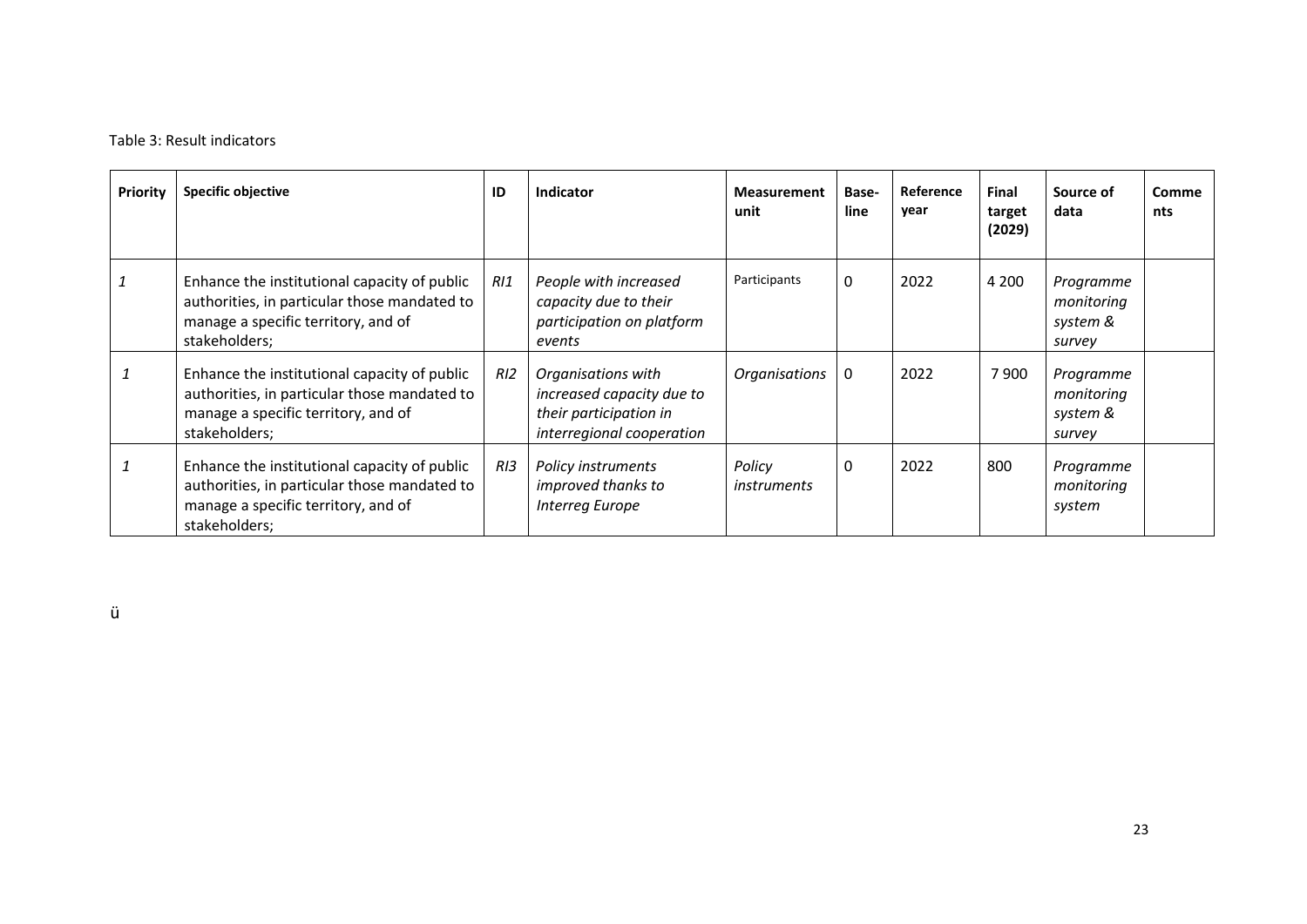Table 3: Result indicators

| Priority | Specific objective | ID | Indicator | Measurement unit | Base-line | Reference year | Final target (2029) | Source of data | Comments |
|---|---|---|---|---|---|---|---|---|---|
| *1* | Enhance the institutional capacity of public authorities, in particular those mandated to manage a specific territory, and of stakeholders; | *RI1* | *People with increased capacity due to their participation on platform events* | Participants | 0 | 2022 | 4 200 | *Programme monitoring system & survey* | |
| *1* | Enhance the institutional capacity of public authorities, in particular those mandated to manage a specific territory, and of stakeholders; | *RI2* | *Organisations with increased capacity due to their participation in interregional cooperation* | *Organisations* | 0 | 2022 | 7 900 | *Programme monitoring system & survey* | |
| *1* | Enhance the institutional capacity of public authorities, in particular those mandated to manage a specific territory, and of stakeholders; | *RI3* | *Policy instruments improved thanks to Interreg Europe* | *Policy instruments* | 0 | 2022 | 800 | *Programme monitoring system* | |

ü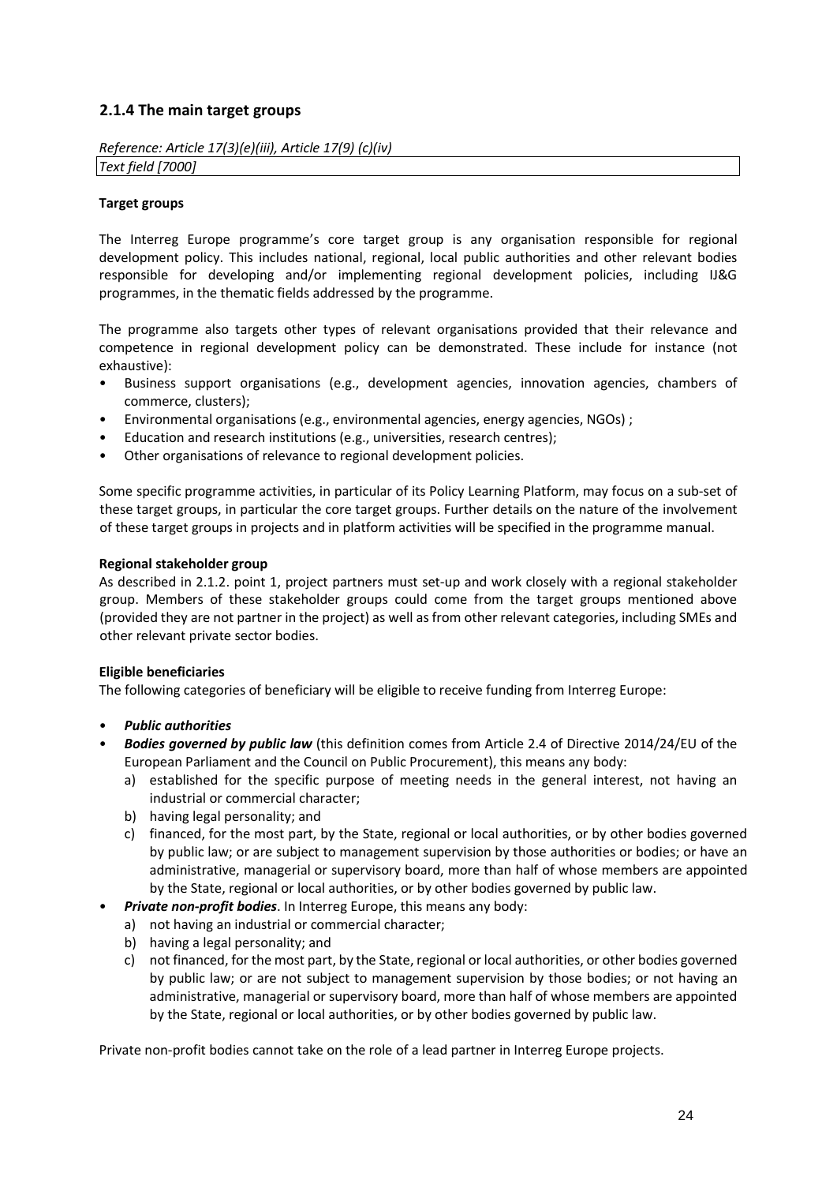### 2.1.4 The main target groups

| *Reference: Article 17(3)(e)(iii), Article 17(9) (c)(iv)* |
|---|
| *Text field [7000]* |

**Target groups**

The Interreg Europe programme's core target group is any organisation responsible for regional development policy. This includes national, regional, local public authorities and other relevant bodies responsible for developing and/or implementing regional development policies, including IJ&G programmes, in the thematic fields addressed by the programme.

The programme also targets other types of relevant organisations provided that their relevance and competence in regional development policy can be demonstrated. These include for instance (not exhaustive):

- Business support organisations (e.g., development agencies, innovation agencies, chambers of commerce, clusters);
- Environmental organisations (e.g., environmental agencies, energy agencies, NGOs) ;
- Education and research institutions (e.g., universities, research centres);
- Other organisations of relevance to regional development policies.

Some specific programme activities, in particular of its Policy Learning Platform, may focus on a sub-set of these target groups, in particular the core target groups. Further details on the nature of the involvement of these target groups in projects and in platform activities will be specified in the programme manual.

**Regional stakeholder group**

As described in 2.1.2. point 1, project partners must set-up and work closely with a regional stakeholder group. Members of these stakeholder groups could come from the target groups mentioned above (provided they are not partner in the project) as well as from other relevant categories, including SMEs and other relevant private sector bodies.

**Eligible beneficiaries**

The following categories of beneficiary will be eligible to receive funding from Interreg Europe:

- ***Public authorities***
- ***Bodies governed by public law*** (this definition comes from Article 2.4 of Directive 2014/24/EU of the European Parliament and the Council on Public Procurement), this means any body:
  a) established for the specific purpose of meeting needs in the general interest, not having an industrial or commercial character;
  b) having legal personality; and
  c) financed, for the most part, by the State, regional or local authorities, or by other bodies governed by public law; or are subject to management supervision by those authorities or bodies; or have an administrative, managerial or supervisory board, more than half of whose members are appointed by the State, regional or local authorities, or by other bodies governed by public law.
- ***Private non-profit bodies***. In Interreg Europe, this means any body:
  a) not having an industrial or commercial character;
  b) having a legal personality; and
  c) not financed, for the most part, by the State, regional or local authorities, or other bodies governed by public law; or are not subject to management supervision by those bodies; or not having an administrative, managerial or supervisory board, more than half of whose members are appointed by the State, regional or local authorities, or by other bodies governed by public law.

Private non-profit bodies cannot take on the role of a lead partner in Interreg Europe projects.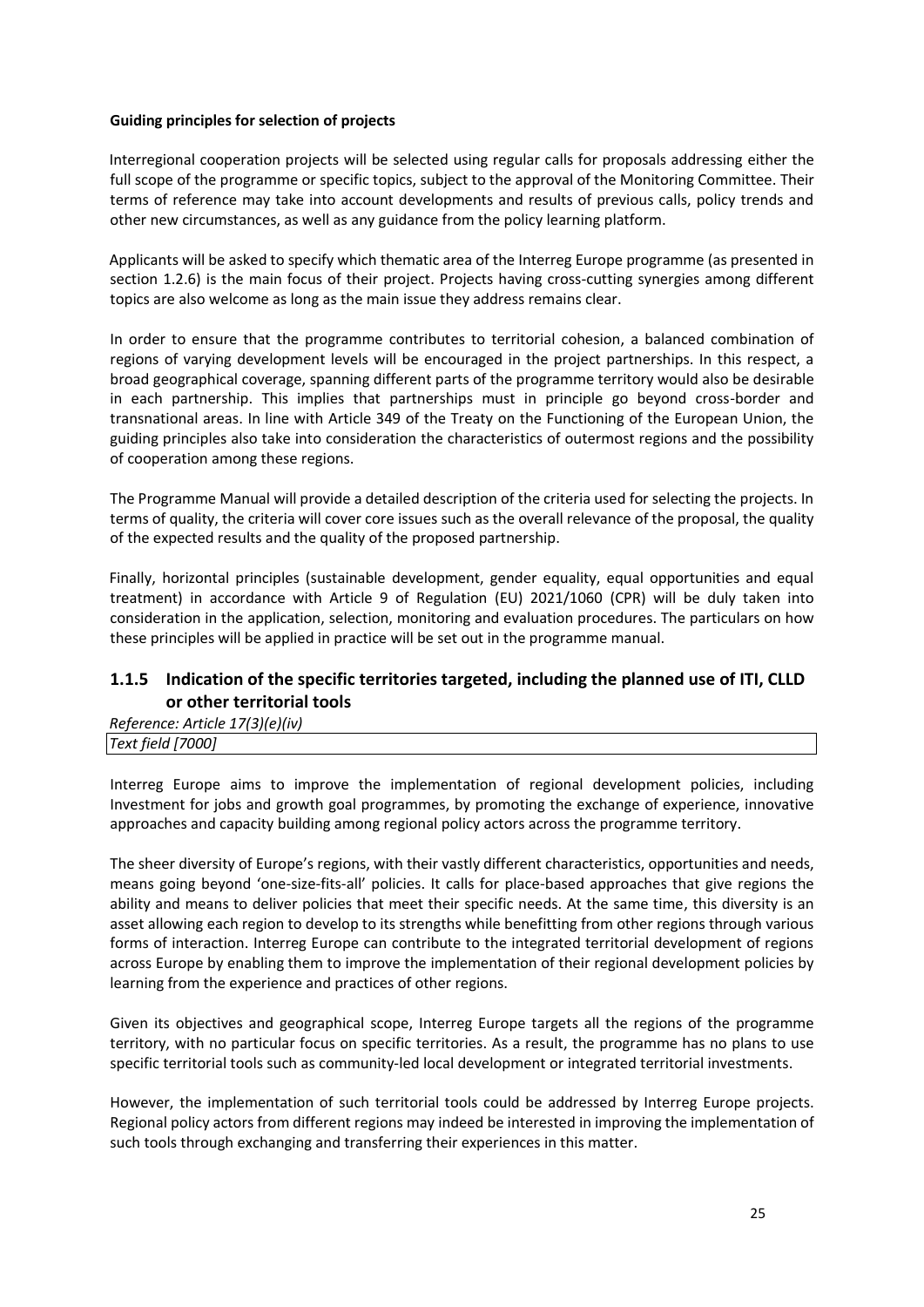**Guiding principles for selection of projects**

Interregional cooperation projects will be selected using regular calls for proposals addressing either the full scope of the programme or specific topics, subject to the approval of the Monitoring Committee. Their terms of reference may take into account developments and results of previous calls, policy trends and other new circumstances, as well as any guidance from the policy learning platform.

Applicants will be asked to specify which thematic area of the Interreg Europe programme (as presented in section 1.2.6) is the main focus of their project. Projects having cross-cutting synergies among different topics are also welcome as long as the main issue they address remains clear.

In order to ensure that the programme contributes to territorial cohesion, a balanced combination of regions of varying development levels will be encouraged in the project partnerships. In this respect, a broad geographical coverage, spanning different parts of the programme territory would also be desirable in each partnership. This implies that partnerships must in principle go beyond cross-border and transnational areas. In line with Article 349 of the Treaty on the Functioning of the European Union, the guiding principles also take into consideration the characteristics of outermost regions and the possibility of cooperation among these regions.

The Programme Manual will provide a detailed description of the criteria used for selecting the projects. In terms of quality, the criteria will cover core issues such as the overall relevance of the proposal, the quality of the expected results and the quality of the proposed partnership.

Finally, horizontal principles (sustainable development, gender equality, equal opportunities and equal treatment) in accordance with Article 9 of Regulation (EU) 2021/1060 (CPR) will be duly taken into consideration in the application, selection, monitoring and evaluation procedures. The particulars on how these principles will be applied in practice will be set out in the programme manual.

### 1.1.5 Indication of the specific territories targeted, including the planned use of ITI, CLLD or other territorial tools

*Reference: Article 17(3)(e)(iv)*

*Text field [7000]*

Interreg Europe aims to improve the implementation of regional development policies, including Investment for jobs and growth goal programmes, by promoting the exchange of experience, innovative approaches and capacity building among regional policy actors across the programme territory.

The sheer diversity of Europe's regions, with their vastly different characteristics, opportunities and needs, means going beyond 'one-size-fits-all' policies. It calls for place-based approaches that give regions the ability and means to deliver policies that meet their specific needs. At the same time, this diversity is an asset allowing each region to develop to its strengths while benefitting from other regions through various forms of interaction. Interreg Europe can contribute to the integrated territorial development of regions across Europe by enabling them to improve the implementation of their regional development policies by learning from the experience and practices of other regions.

Given its objectives and geographical scope, Interreg Europe targets all the regions of the programme territory, with no particular focus on specific territories. As a result, the programme has no plans to use specific territorial tools such as community-led local development or integrated territorial investments.

However, the implementation of such territorial tools could be addressed by Interreg Europe projects. Regional policy actors from different regions may indeed be interested in improving the implementation of such tools through exchanging and transferring their experiences in this matter.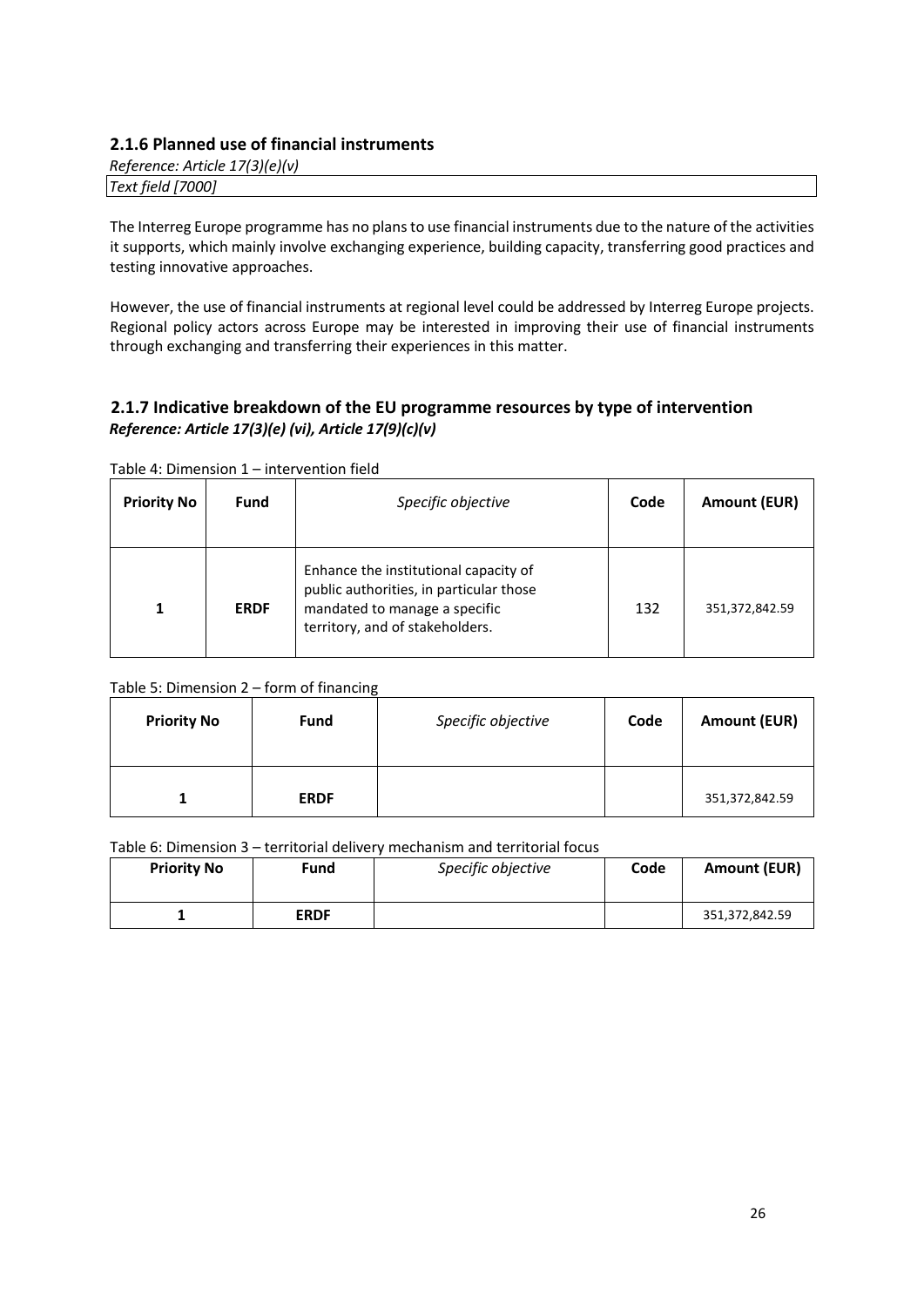### 2.1.6 Planned use of financial instruments

*Reference: Article 17(3)(e)(v)*

*Text field [7000]*

The Interreg Europe programme has no plans to use financial instruments due to the nature of the activities it supports, which mainly involve exchanging experience, building capacity, transferring good practices and testing innovative approaches.

However, the use of financial instruments at regional level could be addressed by Interreg Europe projects. Regional policy actors across Europe may be interested in improving their use of financial instruments through exchanging and transferring their experiences in this matter.

### 2.1.7 Indicative breakdown of the EU programme resources by type of intervention

***Reference: Article 17(3)(e) (vi), Article 17(9)(c)(v)***

Table 4: Dimension 1 – intervention field

| Priority No | Fund | *Specific objective* | Code | Amount (EUR) |
|---|---|---|---|---|
| 1 | ERDF | Enhance the institutional capacity of public authorities, in particular those mandated to manage a specific territory, and of stakeholders. | 132 | 351,372,842.59 |

Table 5: Dimension 2 – form of financing

| Priority No | Fund | *Specific objective* | Code | Amount (EUR) |
|---|---|---|---|---|
| 1 | ERDF | | | 351,372,842.59 |

Table 6: Dimension 3 – territorial delivery mechanism and territorial focus

| Priority No | Fund | *Specific objective* | Code | Amount (EUR) |
|---|---|---|---|---|
| 1 | ERDF | | | 351,372,842.59 |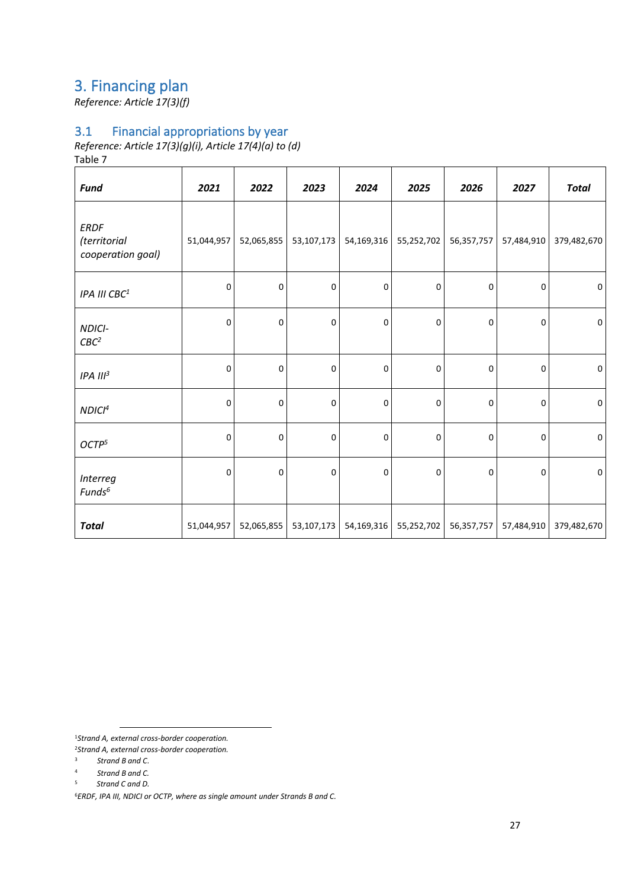# 3. Financing plan

*Reference: Article 17(3)(f)*

## 3.1 Financial appropriations by year

*Reference: Article 17(3)(g)(i), Article 17(4)(a) to (d)*

Table 7

| ***Fund*** | ***2021*** | ***2022*** | ***2023*** | ***2024*** | ***2025*** | ***2026*** | ***2027*** | ***Total*** |
|---|---|---|---|---|---|---|---|---|
| *ERDF (territorial cooperation goal)* | 51,044,957 | 52,065,855 | 53,107,173 | 54,169,316 | 55,252,702 | 56,357,757 | 57,484,910 | 379,482,670 |
| *IPA III CBC*[1] | 0 | 0 | 0 | 0 | 0 | 0 | 0 | 0 |
| *NDICI-CBC*[2] | 0 | 0 | 0 | 0 | 0 | 0 | 0 | 0 |
| *IPA III*[3] | 0 | 0 | 0 | 0 | 0 | 0 | 0 | 0 |
| *NDICI*[4] | 0 | 0 | 0 | 0 | 0 | 0 | 0 | 0 |
| *OCTP*[5] | 0 | 0 | 0 | 0 | 0 | 0 | 0 | 0 |
| *Interreg Funds*[6] | 0 | 0 | 0 | 0 | 0 | 0 | 0 | 0 |
| ***Total*** | 51,044,957 | 52,065,855 | 53,107,173 | 54,169,316 | 55,252,702 | 56,357,757 | 57,484,910 | 379,482,670 |

[1] *Strand A, external cross-border cooperation.*

[2] *Strand A, external cross-border cooperation.*

[3] *Strand B and C.*

[4] *Strand B and C.*

[5] *Strand C and D.*

[6] *ERDF, IPA III, NDICI or OCTP, where as single amount under Strands B and C.*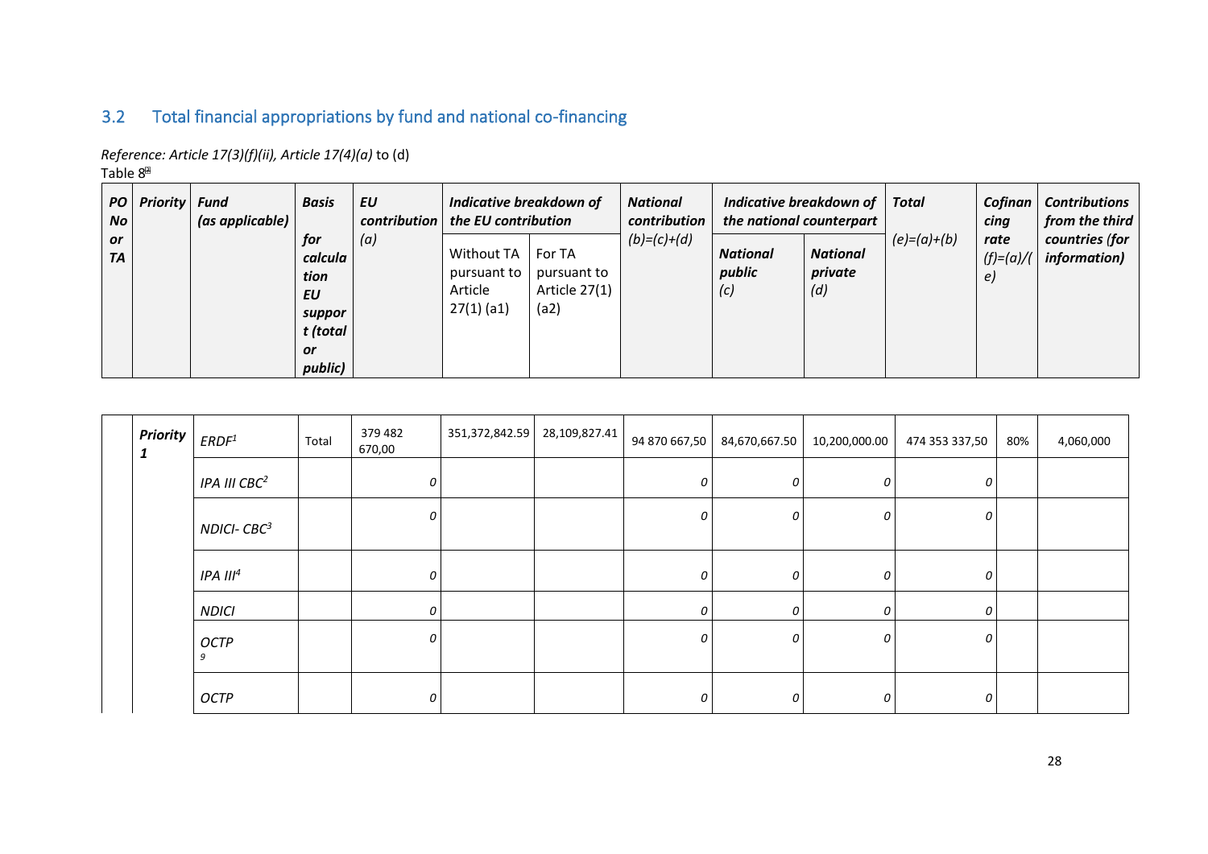## 3.2 Total financial appropriations by fund and national co-financing

*Reference: Article 17(3)(f)(ii), Article 17(4)(a)* to (d)

Table 8

| *PO No or TA* | *Priority* | *Fund (as applicable)* | *Basis for calculation EU support (total or public)* | *EU contribution (a)* | *Indicative breakdown of the EU contribution* | | *National contribution (b)=(c)+(d)* | *Indicative breakdown of the national counterpart* | | *Total (e)=(a)+(b)* | *Cofinancing rate (f)=(a)/(e)* | *Contributions from the third countries (for information)* |
|---|---|---|---|---|---|---|---|---|---|---|---|---|
| | | | | | Without TA pursuant to Article 27(1) (a1) | For TA pursuant to Article 27(1) (a2) | | *National public (c)* | *National private (d)* | | | |
| | ***Priority 1*** | *ERDF*[1] | Total | 379 482 670,00 | 351,372,842.59 | 28,109,827.41 | 94 870 667,50 | 84,670,667.50 | 10,200,000.00 | 474 353 337,50 | 80% | 4,060,000 |
| | | *IPA III CBC*[2] | | *0* | | | *0* | *0* | *0* | *0* | | |
| | | *NDICI- CBC*[3] | | *0* | | | *0* | *0* | *0* | *0* | | |
| | | *IPA III*[4] | | *0* | | | *0* | *0* | *0* | *0* | | |
| | | *NDICI* | | *0* | | | *0* | *0* | *0* | *0* | | |
| | | *OCTP*[9] | | *0* | | | *0* | *0* | *0* | *0* | | |
| | | *OCTP* | | *0* | | | *0* | *0* | *0* | *0* | | |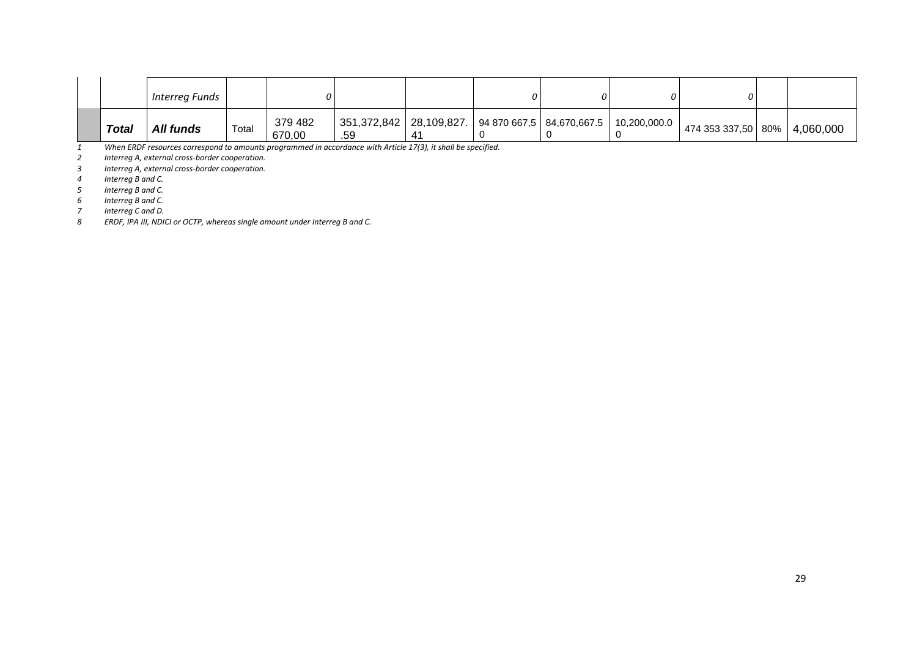|  |  | *Interreg Funds* |  | *0* |  |  | *0* | *0* | *0* | *0* |  |  |
|---|---|---|---|---|---|---|---|---|---|---|---|---|
|  | ***Total*** | ***All funds*** | Total | 379 482 670,00 | 351,372,842 .59 | 28,109,827. 41 | 94 870 667,5 0 | 84,670,667.5 0 | 10,200,000.0 0 | 474 353 337,50 | 80% | 4,060,000 |

*1 When ERDF resources correspond to amounts programmed in accordance with Article 17(3), it shall be specified.*

*2 Interreg A, external cross-border cooperation.*

*3 Interreg A, external cross-border cooperation.*

*4 Interreg B and C.*

*5 Interreg B and C.*

*6 Interreg B and C.*

*7 Interreg C and D.*

*8 ERDF, IPA III, NDICI or OCTP, whereas single amount under Interreg B and C.*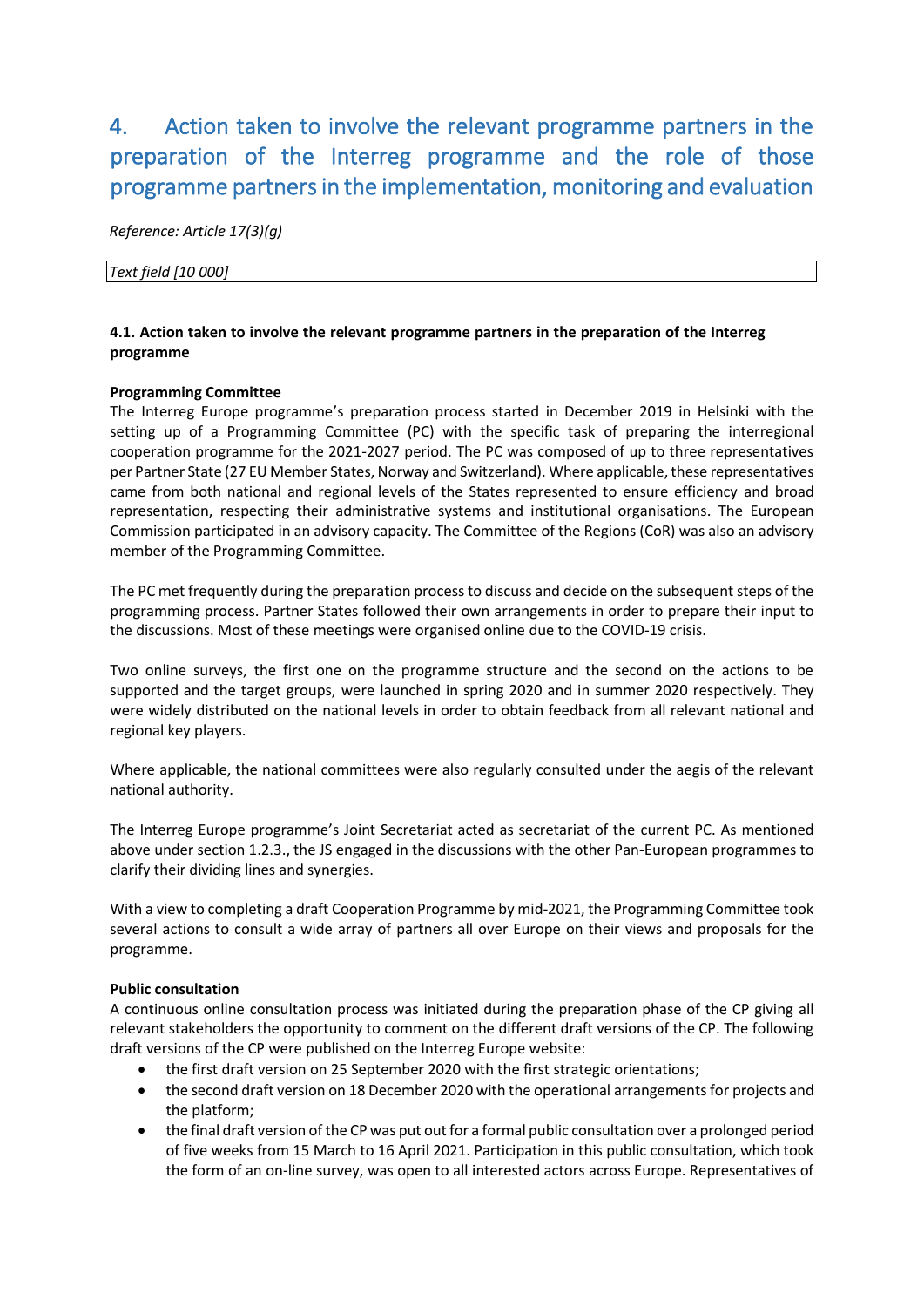# 4. Action taken to involve the relevant programme partners in the preparation of the Interreg programme and the role of those programme partners in the implementation, monitoring and evaluation

*Reference: Article 17(3)(g)*

| *Text field [10 000]* |
|---|

**4.1. Action taken to involve the relevant programme partners in the preparation of the Interreg programme**

**Programming Committee**

The Interreg Europe programme's preparation process started in December 2019 in Helsinki with the setting up of a Programming Committee (PC) with the specific task of preparing the interregional cooperation programme for the 2021-2027 period. The PC was composed of up to three representatives per Partner State (27 EU Member States, Norway and Switzerland). Where applicable, these representatives came from both national and regional levels of the States represented to ensure efficiency and broad representation, respecting their administrative systems and institutional organisations. The European Commission participated in an advisory capacity. The Committee of the Regions (CoR) was also an advisory member of the Programming Committee.

The PC met frequently during the preparation process to discuss and decide on the subsequent steps of the programming process. Partner States followed their own arrangements in order to prepare their input to the discussions. Most of these meetings were organised online due to the COVID-19 crisis.

Two online surveys, the first one on the programme structure and the second on the actions to be supported and the target groups, were launched in spring 2020 and in summer 2020 respectively. They were widely distributed on the national levels in order to obtain feedback from all relevant national and regional key players.

Where applicable, the national committees were also regularly consulted under the aegis of the relevant national authority.

The Interreg Europe programme's Joint Secretariat acted as secretariat of the current PC. As mentioned above under section 1.2.3., the JS engaged in the discussions with the other Pan-European programmes to clarify their dividing lines and synergies.

With a view to completing a draft Cooperation Programme by mid-2021, the Programming Committee took several actions to consult a wide array of partners all over Europe on their views and proposals for the programme.

**Public consultation**

A continuous online consultation process was initiated during the preparation phase of the CP giving all relevant stakeholders the opportunity to comment on the different draft versions of the CP. The following draft versions of the CP were published on the Interreg Europe website:

- the first draft version on 25 September 2020 with the first strategic orientations;
- the second draft version on 18 December 2020 with the operational arrangements for projects and the platform;
- the final draft version of the CP was put out for a formal public consultation over a prolonged period of five weeks from 15 March to 16 April 2021. Participation in this public consultation, which took the form of an on-line survey, was open to all interested actors across Europe. Representatives of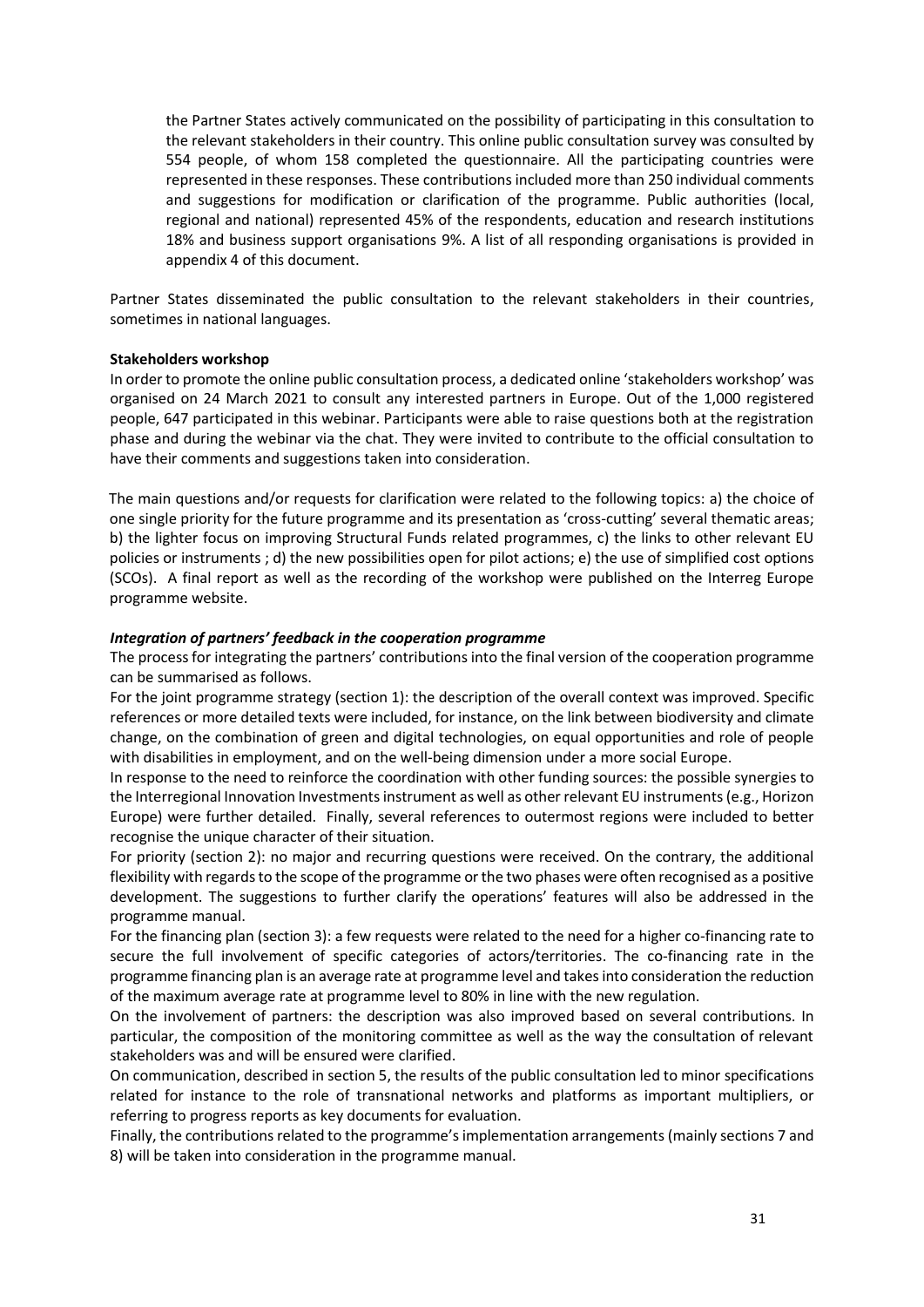the Partner States actively communicated on the possibility of participating in this consultation to the relevant stakeholders in their country. This online public consultation survey was consulted by 554 people, of whom 158 completed the questionnaire. All the participating countries were represented in these responses. These contributions included more than 250 individual comments and suggestions for modification or clarification of the programme. Public authorities (local, regional and national) represented 45% of the respondents, education and research institutions 18% and business support organisations 9%. A list of all responding organisations is provided in appendix 4 of this document.

Partner States disseminated the public consultation to the relevant stakeholders in their countries, sometimes in national languages.

**Stakeholders workshop**

In order to promote the online public consultation process, a dedicated online 'stakeholders workshop' was organised on 24 March 2021 to consult any interested partners in Europe. Out of the 1,000 registered people, 647 participated in this webinar. Participants were able to raise questions both at the registration phase and during the webinar via the chat. They were invited to contribute to the official consultation to have their comments and suggestions taken into consideration.

The main questions and/or requests for clarification were related to the following topics: a) the choice of one single priority for the future programme and its presentation as 'cross-cutting' several thematic areas; b) the lighter focus on improving Structural Funds related programmes, c) the links to other relevant EU policies or instruments ; d) the new possibilities open for pilot actions; e) the use of simplified cost options (SCOs). A final report as well as the recording of the workshop were published on the Interreg Europe programme website.

***Integration of partners' feedback in the cooperation programme***

The process for integrating the partners' contributions into the final version of the cooperation programme can be summarised as follows.

For the joint programme strategy (section 1): the description of the overall context was improved. Specific references or more detailed texts were included, for instance, on the link between biodiversity and climate change, on the combination of green and digital technologies, on equal opportunities and role of people with disabilities in employment, and on the well-being dimension under a more social Europe.

In response to the need to reinforce the coordination with other funding sources: the possible synergies to the Interregional Innovation Investments instrument as well as other relevant EU instruments (e.g., Horizon Europe) were further detailed. Finally, several references to outermost regions were included to better recognise the unique character of their situation.

For priority (section 2): no major and recurring questions were received. On the contrary, the additional flexibility with regards to the scope of the programme or the two phases were often recognised as a positive development. The suggestions to further clarify the operations' features will also be addressed in the programme manual.

For the financing plan (section 3): a few requests were related to the need for a higher co-financing rate to secure the full involvement of specific categories of actors/territories. The co-financing rate in the programme financing plan is an average rate at programme level and takes into consideration the reduction of the maximum average rate at programme level to 80% in line with the new regulation.

On the involvement of partners: the description was also improved based on several contributions. In particular, the composition of the monitoring committee as well as the way the consultation of relevant stakeholders was and will be ensured were clarified.

On communication, described in section 5, the results of the public consultation led to minor specifications related for instance to the role of transnational networks and platforms as important multipliers, or referring to progress reports as key documents for evaluation.

Finally, the contributions related to the programme's implementation arrangements (mainly sections 7 and 8) will be taken into consideration in the programme manual.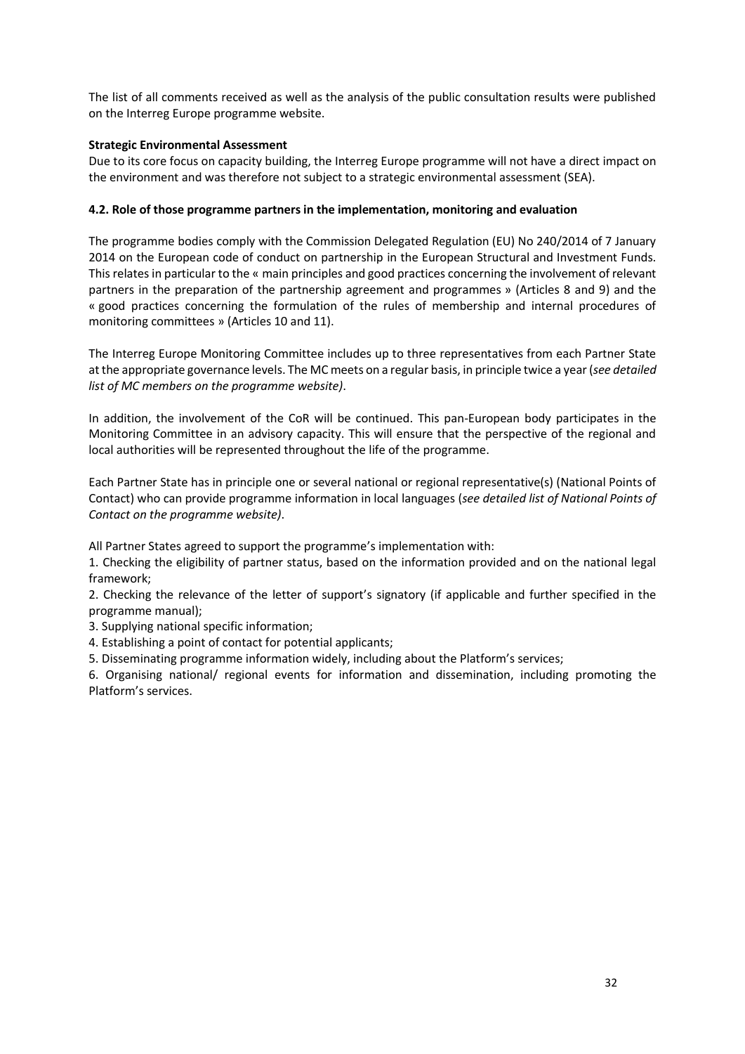The list of all comments received as well as the analysis of the public consultation results were published on the Interreg Europe programme website.

**Strategic Environmental Assessment**

Due to its core focus on capacity building, the Interreg Europe programme will not have a direct impact on the environment and was therefore not subject to a strategic environmental assessment (SEA).

**4.2. Role of those programme partners in the implementation, monitoring and evaluation**

The programme bodies comply with the Commission Delegated Regulation (EU) No 240/2014 of 7 January 2014 on the European code of conduct on partnership in the European Structural and Investment Funds. This relates in particular to the « main principles and good practices concerning the involvement of relevant partners in the preparation of the partnership agreement and programmes » (Articles 8 and 9) and the « good practices concerning the formulation of the rules of membership and internal procedures of monitoring committees » (Articles 10 and 11).

The Interreg Europe Monitoring Committee includes up to three representatives from each Partner State at the appropriate governance levels. The MC meets on a regular basis, in principle twice a year (*see detailed list of MC members on the programme website)*.

In addition, the involvement of the CoR will be continued. This pan-European body participates in the Monitoring Committee in an advisory capacity. This will ensure that the perspective of the regional and local authorities will be represented throughout the life of the programme.

Each Partner State has in principle one or several national or regional representative(s) (National Points of Contact) who can provide programme information in local languages (*see detailed list of National Points of Contact on the programme website)*.

All Partner States agreed to support the programme's implementation with:

1. Checking the eligibility of partner status, based on the information provided and on the national legal framework;
2. Checking the relevance of the letter of support's signatory (if applicable and further specified in the programme manual);
3. Supplying national specific information;
4. Establishing a point of contact for potential applicants;
5. Disseminating programme information widely, including about the Platform's services;
6. Organising national/ regional events for information and dissemination, including promoting the Platform's services.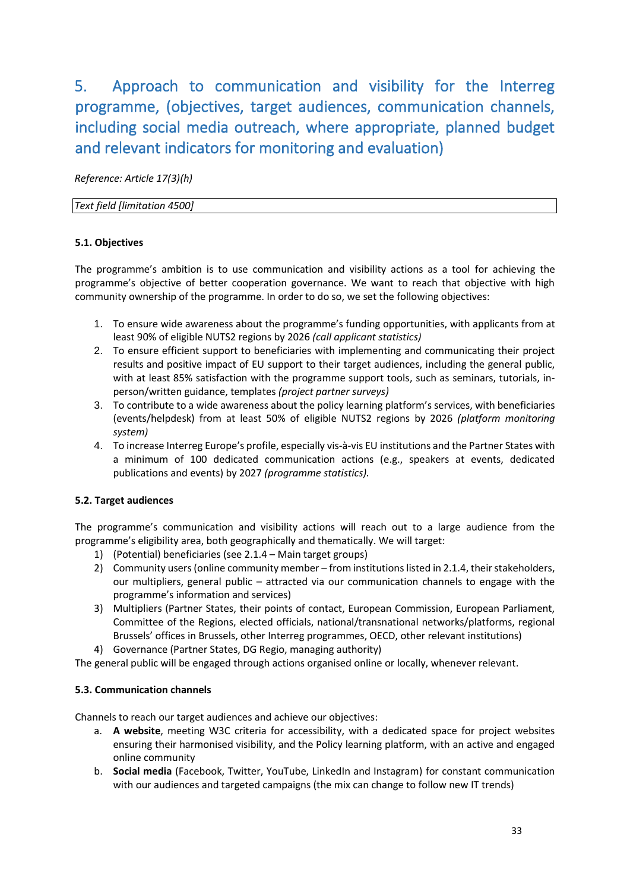# 5. Approach to communication and visibility for the Interreg programme, (objectives, target audiences, communication channels, including social media outreach, where appropriate, planned budget and relevant indicators for monitoring and evaluation)

*Reference: Article 17(3)(h)*

| *Text field [limitation 4500]* |
|---|

**5.1. Objectives**

The programme's ambition is to use communication and visibility actions as a tool for achieving the programme's objective of better cooperation governance. We want to reach that objective with high community ownership of the programme. In order to do so, we set the following objectives:

1. To ensure wide awareness about the programme's funding opportunities, with applicants from at least 90% of eligible NUTS2 regions by 2026 *(call applicant statistics)*
2. To ensure efficient support to beneficiaries with implementing and communicating their project results and positive impact of EU support to their target audiences, including the general public, with at least 85% satisfaction with the programme support tools, such as seminars, tutorials, in-person/written guidance, templates *(project partner surveys)*
3. To contribute to a wide awareness about the policy learning platform's services, with beneficiaries (events/helpdesk) from at least 50% of eligible NUTS2 regions by 2026 *(platform monitoring system)*
4. To increase Interreg Europe's profile, especially vis-à-vis EU institutions and the Partner States with a minimum of 100 dedicated communication actions (e.g., speakers at events, dedicated publications and events) by 2027 *(programme statistics).*

**5.2. Target audiences**

The programme's communication and visibility actions will reach out to a large audience from the programme's eligibility area, both geographically and thematically. We will target:

1) (Potential) beneficiaries (see 2.1.4 – Main target groups)
2) Community users (online community member – from institutions listed in 2.1.4, their stakeholders, our multipliers, general public – attracted via our communication channels to engage with the programme's information and services)
3) Multipliers (Partner States, their points of contact, European Commission, European Parliament, Committee of the Regions, elected officials, national/transnational networks/platforms, regional Brussels' offices in Brussels, other Interreg programmes, OECD, other relevant institutions)
4) Governance (Partner States, DG Regio, managing authority)

The general public will be engaged through actions organised online or locally, whenever relevant.

**5.3. Communication channels**

Channels to reach our target audiences and achieve our objectives:

a. **A website**, meeting W3C criteria for accessibility, with a dedicated space for project websites ensuring their harmonised visibility, and the Policy learning platform, with an active and engaged online community
b. **Social media** (Facebook, Twitter, YouTube, LinkedIn and Instagram) for constant communication with our audiences and targeted campaigns (the mix can change to follow new IT trends)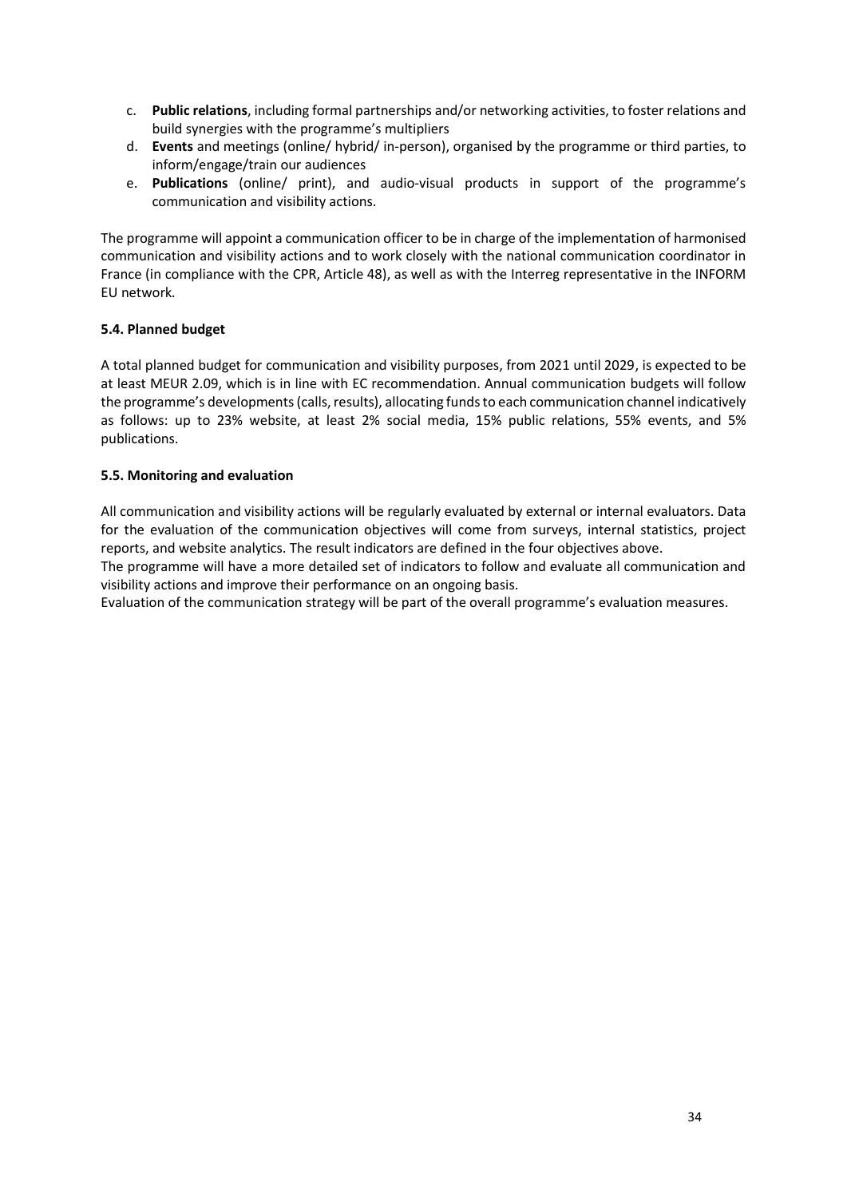c. **Public relations**, including formal partnerships and/or networking activities, to foster relations and build synergies with the programme's multipliers
d. **Events** and meetings (online/ hybrid/ in-person), organised by the programme or third parties, to inform/engage/train our audiences
e. **Publications** (online/ print), and audio-visual products in support of the programme's communication and visibility actions.

The programme will appoint a communication officer to be in charge of the implementation of harmonised communication and visibility actions and to work closely with the national communication coordinator in France (in compliance with the CPR, Article 48), as well as with the Interreg representative in the INFORM EU network.

### 5.4. Planned budget

A total planned budget for communication and visibility purposes, from 2021 until 2029, is expected to be at least MEUR 2.09, which is in line with EC recommendation. Annual communication budgets will follow the programme's developments (calls, results), allocating funds to each communication channel indicatively as follows: up to 23% website, at least 2% social media, 15% public relations, 55% events, and 5% publications.

### 5.5. Monitoring and evaluation

All communication and visibility actions will be regularly evaluated by external or internal evaluators. Data for the evaluation of the communication objectives will come from surveys, internal statistics, project reports, and website analytics. The result indicators are defined in the four objectives above.
The programme will have a more detailed set of indicators to follow and evaluate all communication and visibility actions and improve their performance on an ongoing basis.
Evaluation of the communication strategy will be part of the overall programme's evaluation measures.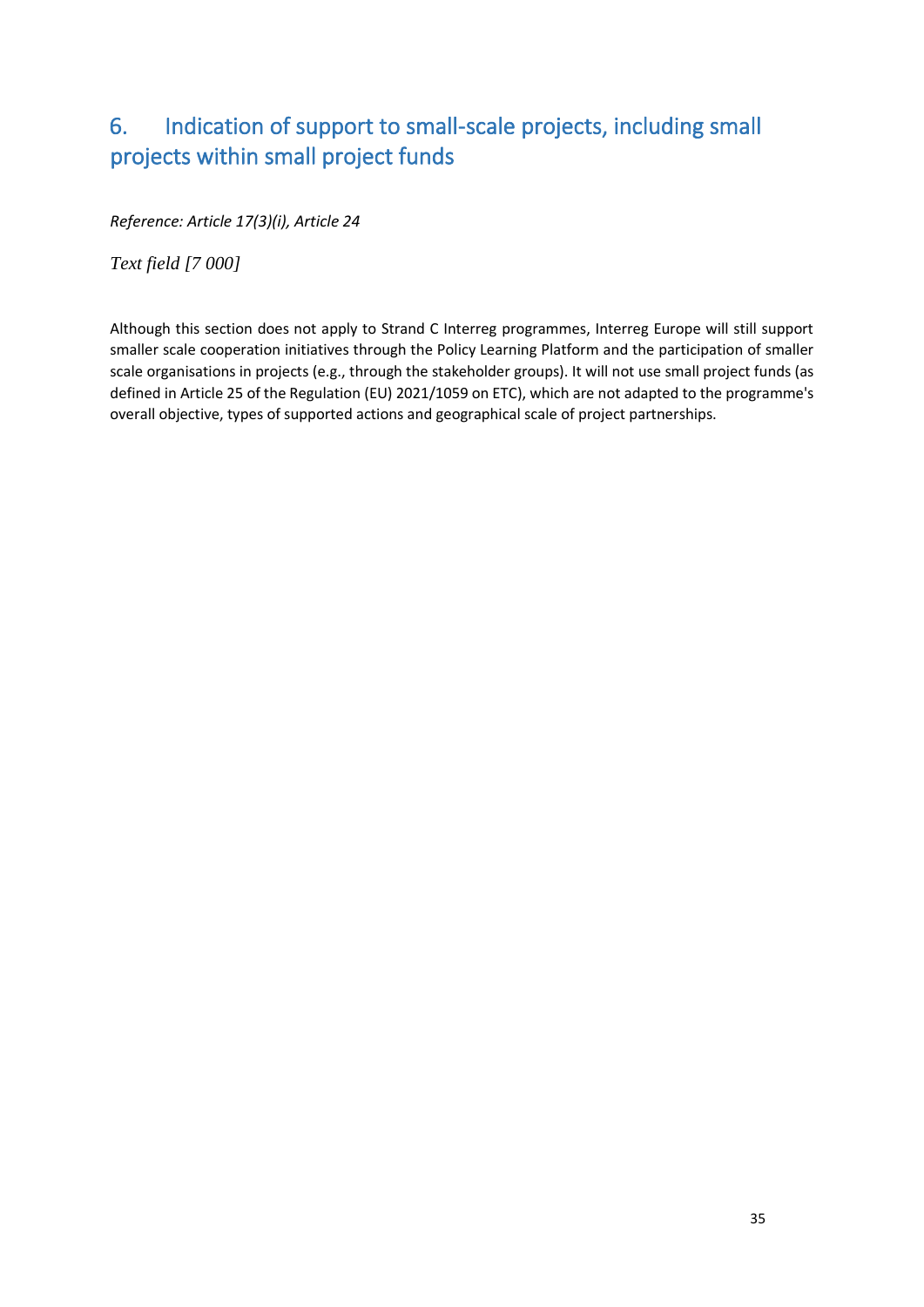# 6. Indication of support to small-scale projects, including small projects within small project funds

*Reference: Article 17(3)(i), Article 24*

*Text field [7 000]*

Although this section does not apply to Strand C Interreg programmes, Interreg Europe will still support smaller scale cooperation initiatives through the Policy Learning Platform and the participation of smaller scale organisations in projects (e.g., through the stakeholder groups). It will not use small project funds (as defined in Article 25 of the Regulation (EU) 2021/1059 on ETC), which are not adapted to the programme's overall objective, types of supported actions and geographical scale of project partnerships.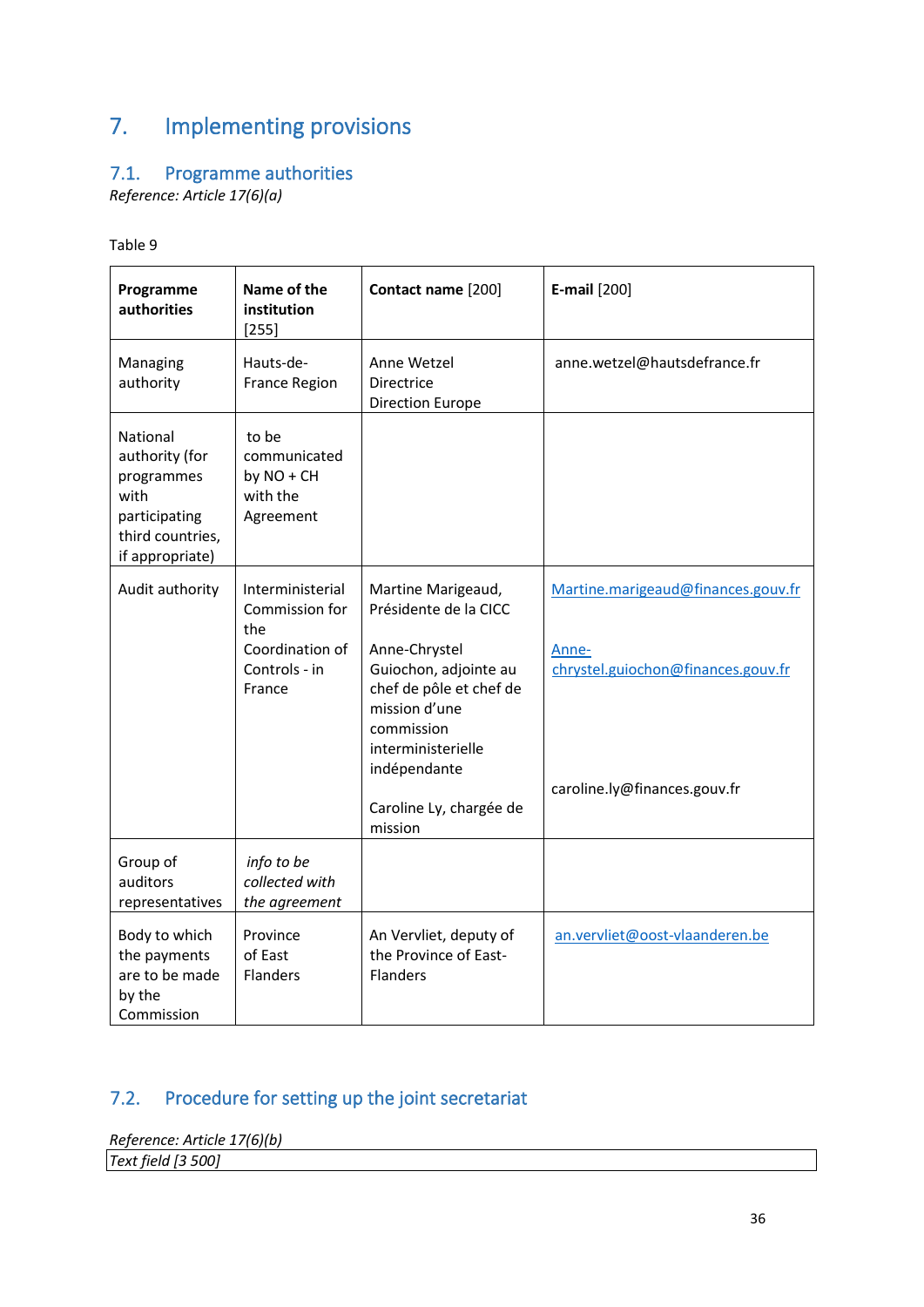# 7. Implementing provisions

## 7.1. Programme authorities

*Reference: Article 17(6)(a)*

Table 9

| **Programme authorities** | **Name of the institution** [255] | **Contact name** [200] | **E-mail** [200] |
|---|---|---|---|
| Managing authority | Hauts-de-France Region | Anne Wetzel<br>Directrice<br>Direction Europe | anne.wetzel@hautsdefrance.fr |
| National authority (for programmes with participating third countries, if appropriate) | to be communicated by NO + CH with the Agreement | | |
| Audit authority | Interministerial Commission for the Coordination of Controls - in France | Martine Marigeaud, Présidente de la CICC<br><br>Anne-Chrystel Guiochon, adjointe au chef de pôle et chef de mission d'une commission interministerielle indépendante<br><br>Caroline Ly, chargée de mission | Martine.marigeaud@finances.gouv.fr<br><br>Anne-chrystel.guiochon@finances.gouv.fr<br><br>caroline.ly@finances.gouv.fr |
| Group of auditors representatives | *info to be collected with the agreement* | | |
| Body to which the payments are to be made by the Commission | Province of East Flanders | An Vervliet, deputy of the Province of East-Flanders | an.vervliet@oost-vlaanderen.be |

## 7.2. Procedure for setting up the joint secretariat

*Reference: Article 17(6)(b)*

| *Text field [3 500]* |
|---|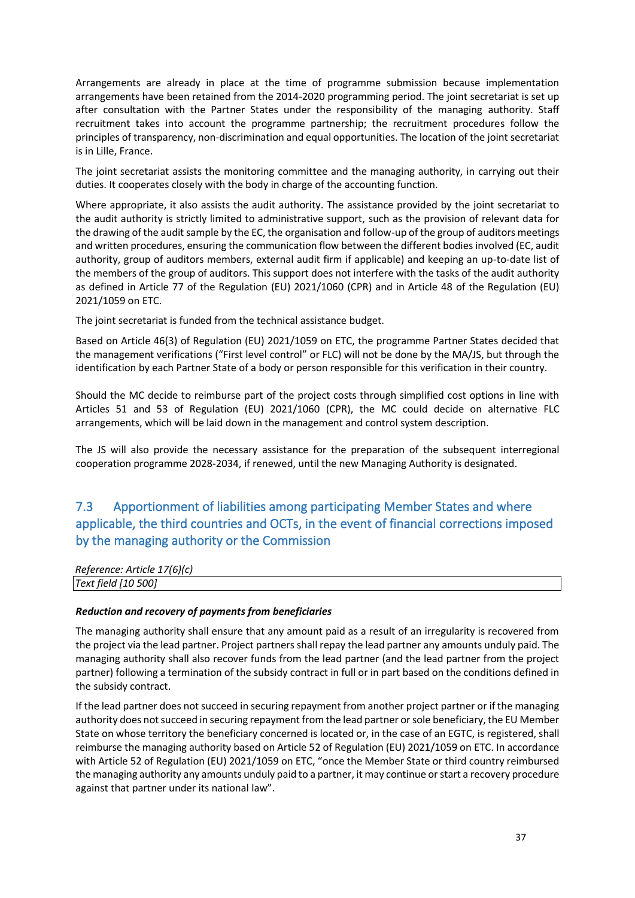Arrangements are already in place at the time of programme submission because implementation arrangements have been retained from the 2014-2020 programming period. The joint secretariat is set up after consultation with the Partner States under the responsibility of the managing authority. Staff recruitment takes into account the programme partnership; the recruitment procedures follow the principles of transparency, non-discrimination and equal opportunities. The location of the joint secretariat is in Lille, France.

The joint secretariat assists the monitoring committee and the managing authority, in carrying out their duties. It cooperates closely with the body in charge of the accounting function.

Where appropriate, it also assists the audit authority. The assistance provided by the joint secretariat to the audit authority is strictly limited to administrative support, such as the provision of relevant data for the drawing of the audit sample by the EC, the organisation and follow-up of the group of auditors meetings and written procedures, ensuring the communication flow between the different bodies involved (EC, audit authority, group of auditors members, external audit firm if applicable) and keeping an up-to-date list of the members of the group of auditors. This support does not interfere with the tasks of the audit authority as defined in Article 77 of the Regulation (EU) 2021/1060 (CPR) and in Article 48 of the Regulation (EU) 2021/1059 on ETC.

The joint secretariat is funded from the technical assistance budget.

Based on Article 46(3) of Regulation (EU) 2021/1059 on ETC, the programme Partner States decided that the management verifications ("First level control" or FLC) will not be done by the MA/JS, but through the identification by each Partner State of a body or person responsible for this verification in their country.

Should the MC decide to reimburse part of the project costs through simplified cost options in line with Articles 51 and 53 of Regulation (EU) 2021/1060 (CPR), the MC could decide on alternative FLC arrangements, which will be laid down in the management and control system description.

The JS will also provide the necessary assistance for the preparation of the subsequent interregional cooperation programme 2028-2034, if renewed, until the new Managing Authority is designated.

## 7.3 Apportionment of liabilities among participating Member States and where applicable, the third countries and OCTs, in the event of financial corrections imposed by the managing authority or the Commission

*Reference: Article 17(6)(c)*

| *Text field [10 500]* |
|---|

***Reduction and recovery of payments from beneficiaries***

The managing authority shall ensure that any amount paid as a result of an irregularity is recovered from the project via the lead partner. Project partners shall repay the lead partner any amounts unduly paid. The managing authority shall also recover funds from the lead partner (and the lead partner from the project partner) following a termination of the subsidy contract in full or in part based on the conditions defined in the subsidy contract.

If the lead partner does not succeed in securing repayment from another project partner or if the managing authority does not succeed in securing repayment from the lead partner or sole beneficiary, the EU Member State on whose territory the beneficiary concerned is located or, in the case of an EGTC, is registered, shall reimburse the managing authority based on Article 52 of Regulation (EU) 2021/1059 on ETC. In accordance with Article 52 of Regulation (EU) 2021/1059 on ETC, "once the Member State or third country reimbursed the managing authority any amounts unduly paid to a partner, it may continue or start a recovery procedure against that partner under its national law".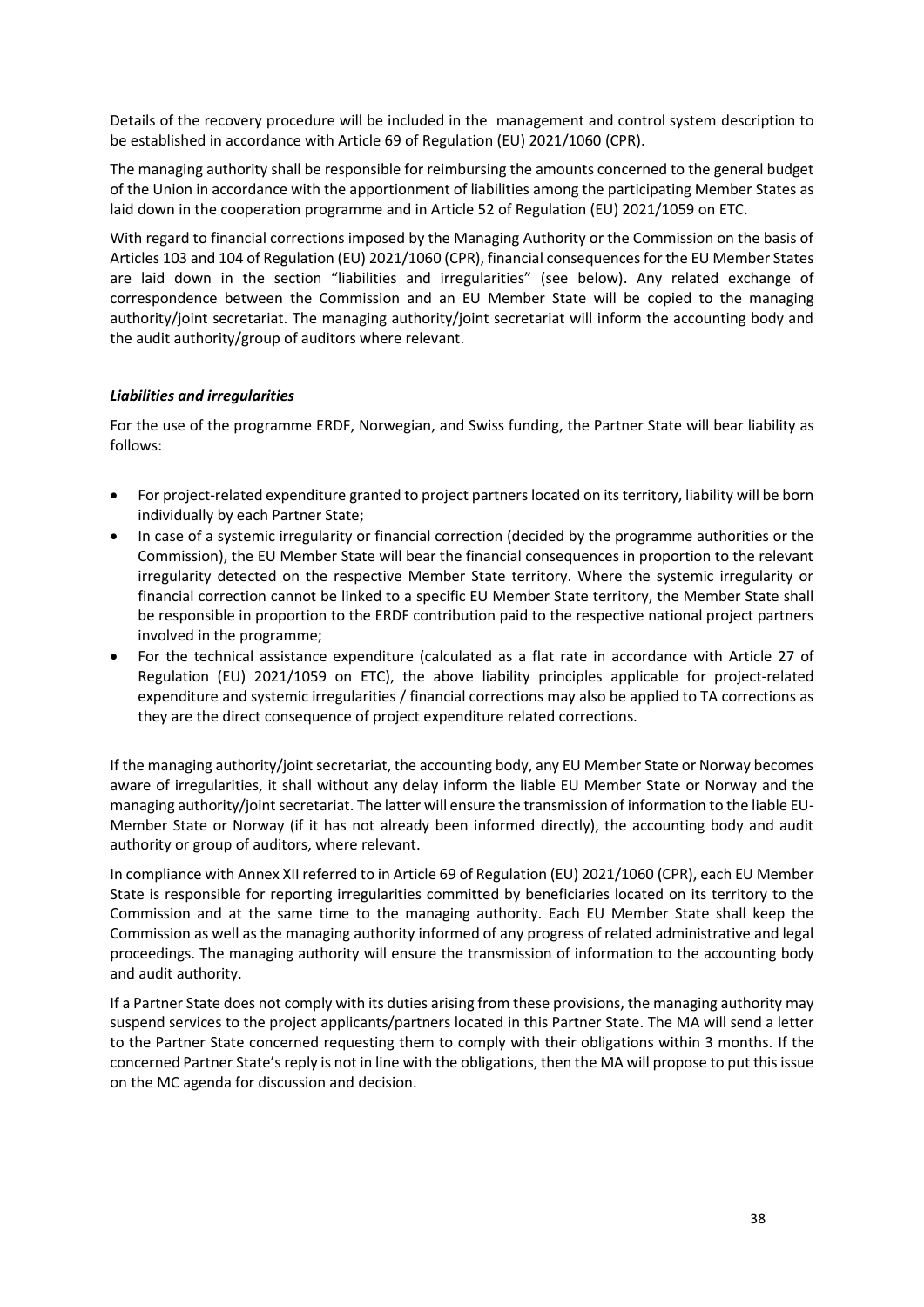Details of the recovery procedure will be included in the management and control system description to be established in accordance with Article 69 of Regulation (EU) 2021/1060 (CPR).

The managing authority shall be responsible for reimbursing the amounts concerned to the general budget of the Union in accordance with the apportionment of liabilities among the participating Member States as laid down in the cooperation programme and in Article 52 of Regulation (EU) 2021/1059 on ETC.

With regard to financial corrections imposed by the Managing Authority or the Commission on the basis of Articles 103 and 104 of Regulation (EU) 2021/1060 (CPR), financial consequences for the EU Member States are laid down in the section "liabilities and irregularities" (see below). Any related exchange of correspondence between the Commission and an EU Member State will be copied to the managing authority/joint secretariat. The managing authority/joint secretariat will inform the accounting body and the audit authority/group of auditors where relevant.

***Liabilities and irregularities***

For the use of the programme ERDF, Norwegian, and Swiss funding, the Partner State will bear liability as follows:

- For project-related expenditure granted to project partners located on its territory, liability will be born individually by each Partner State;
- In case of a systemic irregularity or financial correction (decided by the programme authorities or the Commission), the EU Member State will bear the financial consequences in proportion to the relevant irregularity detected on the respective Member State territory. Where the systemic irregularity or financial correction cannot be linked to a specific EU Member State territory, the Member State shall be responsible in proportion to the ERDF contribution paid to the respective national project partners involved in the programme;
- For the technical assistance expenditure (calculated as a flat rate in accordance with Article 27 of Regulation (EU) 2021/1059 on ETC), the above liability principles applicable for project-related expenditure and systemic irregularities / financial corrections may also be applied to TA corrections as they are the direct consequence of project expenditure related corrections.

If the managing authority/joint secretariat, the accounting body, any EU Member State or Norway becomes aware of irregularities, it shall without any delay inform the liable EU Member State or Norway and the managing authority/joint secretariat. The latter will ensure the transmission of information to the liable EU-Member State or Norway (if it has not already been informed directly), the accounting body and audit authority or group of auditors, where relevant.

In compliance with Annex XII referred to in Article 69 of Regulation (EU) 2021/1060 (CPR), each EU Member State is responsible for reporting irregularities committed by beneficiaries located on its territory to the Commission and at the same time to the managing authority. Each EU Member State shall keep the Commission as well as the managing authority informed of any progress of related administrative and legal proceedings. The managing authority will ensure the transmission of information to the accounting body and audit authority.

If a Partner State does not comply with its duties arising from these provisions, the managing authority may suspend services to the project applicants/partners located in this Partner State. The MA will send a letter to the Partner State concerned requesting them to comply with their obligations within 3 months. If the concerned Partner State's reply is not in line with the obligations, then the MA will propose to put this issue on the MC agenda for discussion and decision.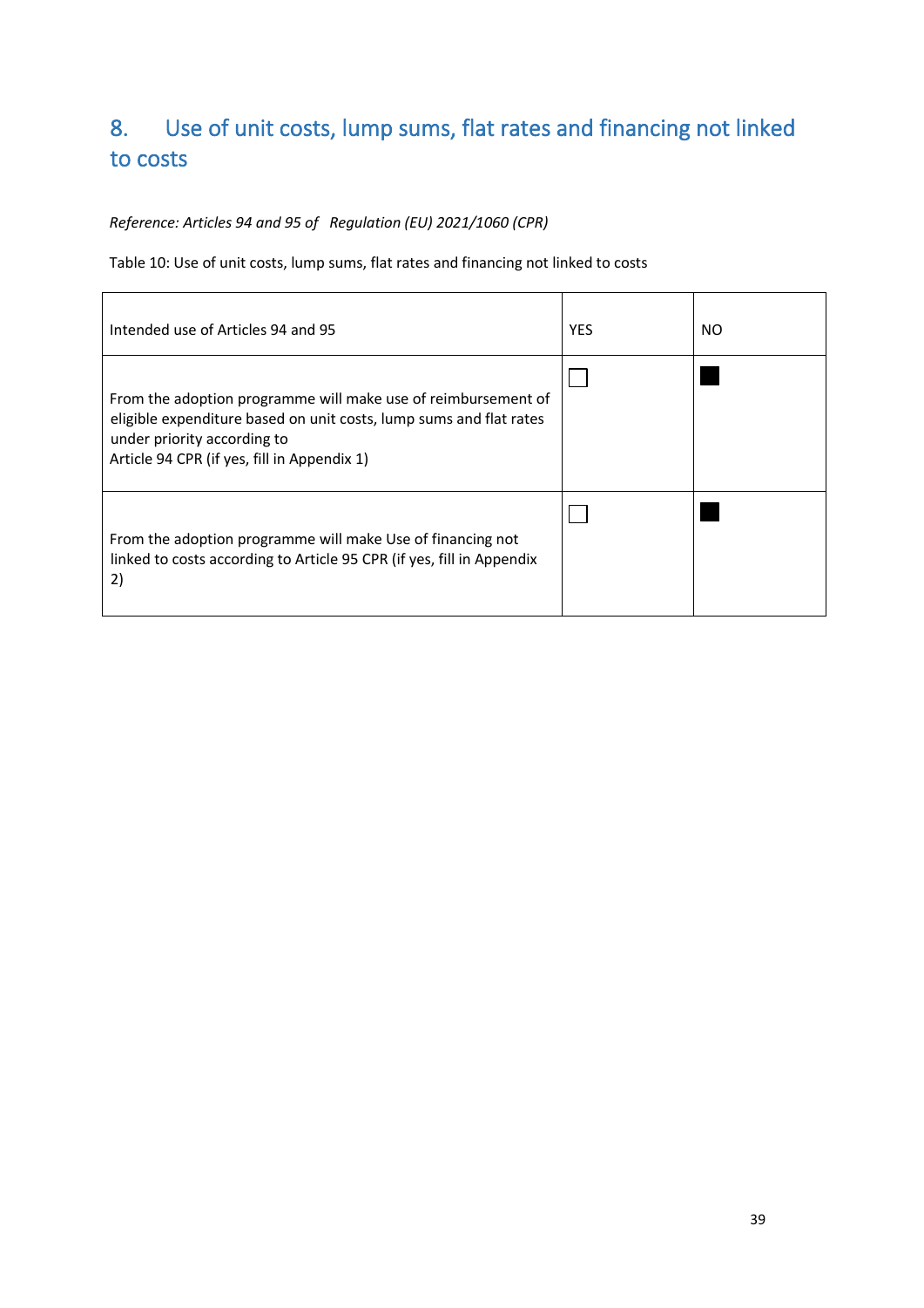## 8. Use of unit costs, lump sums, flat rates and financing not linked to costs

*Reference: Articles 94 and 95 of Regulation (EU) 2021/1060 (CPR)*

Table 10: Use of unit costs, lump sums, flat rates and financing not linked to costs

| Intended use of Articles 94 and 95 | YES | NO |
|---|---|---|
| From the adoption programme will make use of reimbursement of eligible expenditure based on unit costs, lump sums and flat rates under priority according to Article 94 CPR (if yes, fill in Appendix 1) | ☐ | ■ |
| From the adoption programme will make Use of financing not linked to costs according to Article 95 CPR (if yes, fill in Appendix 2) | ☐ | ■ |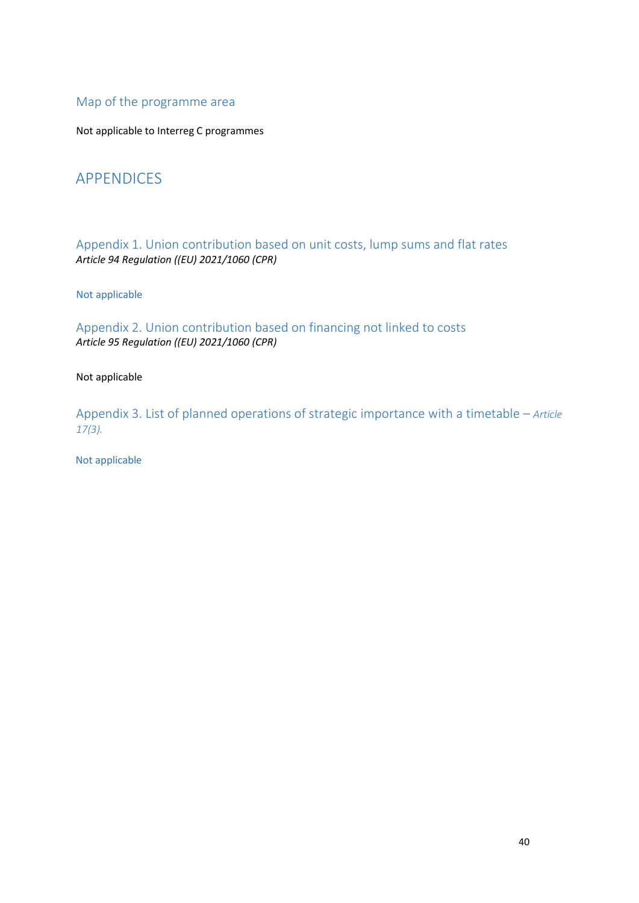## Map of the programme area

Not applicable to Interreg C programmes

# APPENDICES

## Appendix 1. Union contribution based on unit costs, lump sums and flat rates

*Article 94 Regulation ((EU) 2021/1060 (CPR)*

Not applicable

## Appendix 2. Union contribution based on financing not linked to costs

*Article 95 Regulation ((EU) 2021/1060 (CPR)*

Not applicable

## Appendix 3. List of planned operations of strategic importance with a timetable – *Article 17(3).*

Not applicable